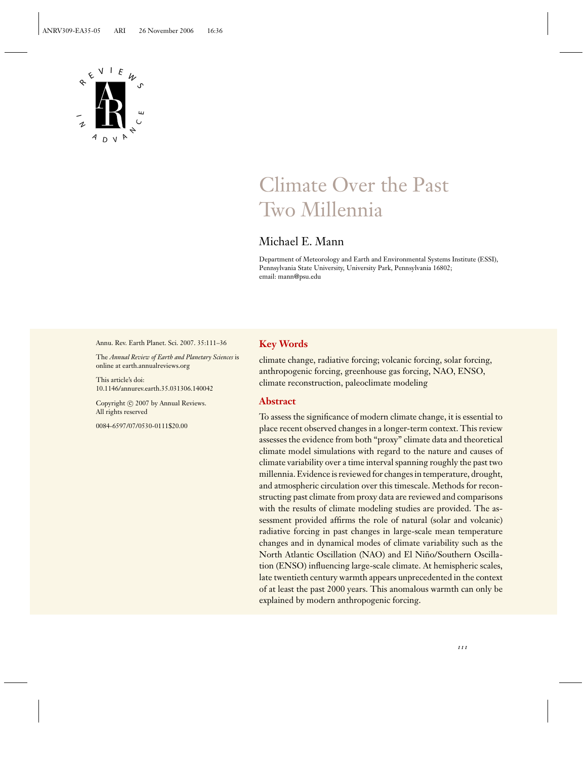# Climate Over the Past Two Millennia

Michael E. Mann

Department of Meteorology and Earth and Environmental Systems Institute (ESSI), Pennsylvania State University, University Park, Pennsylvania 16802; email: mann@psu.edu

Annu. Rev. Earth Planet. Sci. 2007. 35:111–36

The *Annual Review of Earth and Planetary Sciences* is online at earth.annualreviews.org

This article's doi: 10.1146/annurev.earth.35.031306.140042

Copyright © 2007 by Annual Reviews. All rights reserved

0084-6597/07/0530-0111$20.00

## Key Words

climate change, radiative forcing; volcanic forcing, solar forcing, anthropogenic forcing, greenhouse gas forcing, NAO, ENSO, climate reconstruction, paleoclimate modeling

## Abstract

To assess the significance of modern climate change, it is essential to place recent observed changes in a longer-term context. This review assesses the evidence from both "proxy" climate data and theoretical climate model simulations with regard to the nature and causes of climate variability over a time interval spanning roughly the past two millennia. Evidence is reviewed for changes in temperature, drought, and atmospheric circulation over this timescale. Methods for reconstructing past climate from proxy data are reviewed and comparisons with the results of climate modeling studies are provided. The assessment provided affirms the role of natural (solar and volcanic) radiative forcing in past changes in large-scale mean temperature changes and in dynamical modes of climate variability such as the North Atlantic Oscillation (NAO) and El Niño/Southern Oscillation (ENSO) influencing large-scale climate. At hemispheric scales, late twentieth century warmth appears unprecedented in the context of at least the past 2000 years. This anomalous warmth can only be explained by modern anthropogenic forcing.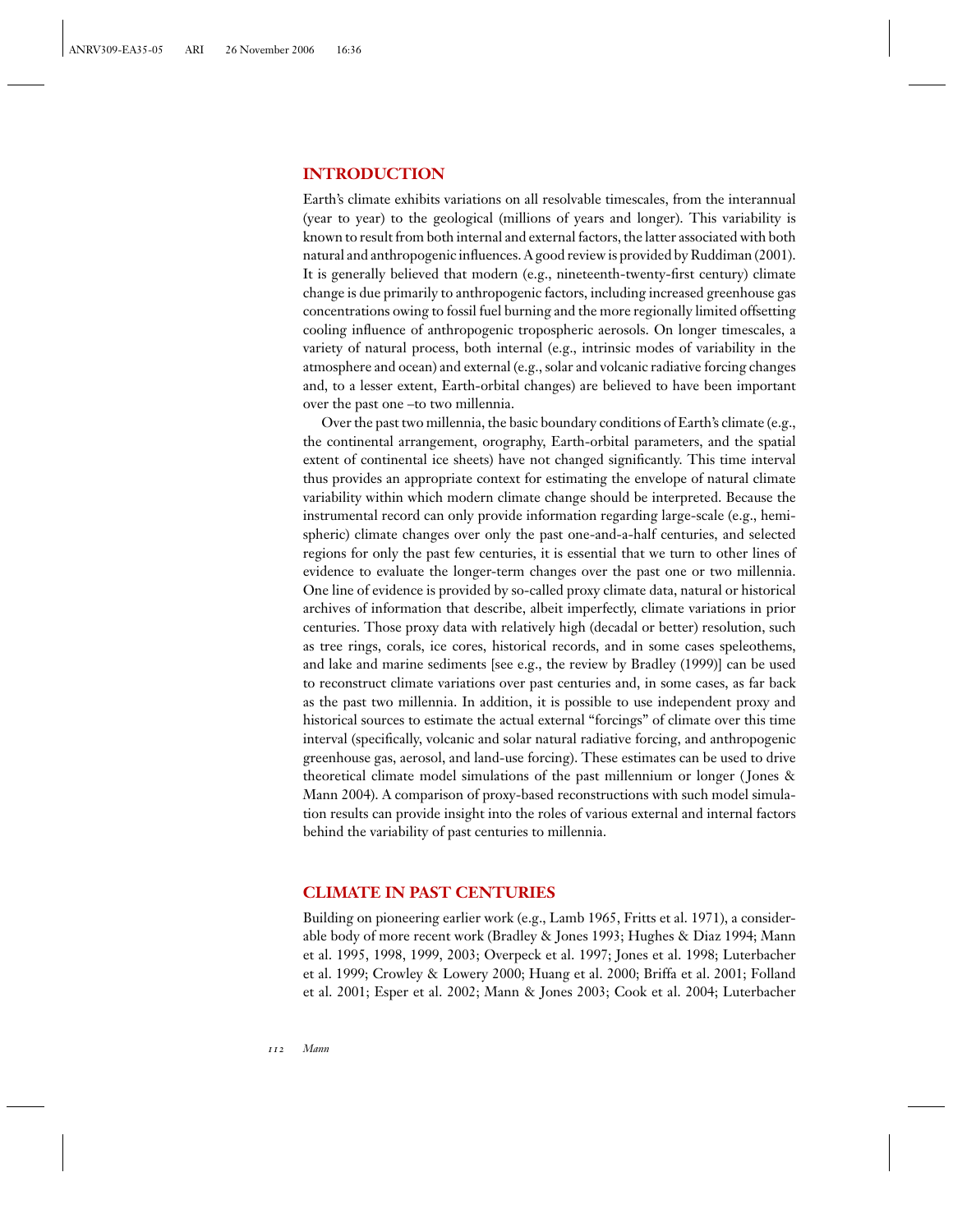## INTRODUCTION

Earth's climate exhibits variations on all resolvable timescales, from the interannual (year to year) to the geological (millions of years and longer). This variability is known to result from both internal and external factors, the latter associated with both natural and anthropogenic influences. A good review is provided by Ruddiman (2001). It is generally believed that modern (e.g., nineteenth-twenty-first century) climate change is due primarily to anthropogenic factors, including increased greenhouse gas concentrations owing to fossil fuel burning and the more regionally limited offsetting cooling influence of anthropogenic tropospheric aerosols. On longer timescales, a variety of natural process, both internal (e.g., intrinsic modes of variability in the atmosphere and ocean) and external (e.g., solar and volcanic radiative forcing changes and, to a lesser extent, Earth-orbital changes) are believed to have been important over the past one –to two millennia.

Over the past two millennia, the basic boundary conditions of Earth's climate (e.g., the continental arrangement, orography, Earth-orbital parameters, and the spatial extent of continental ice sheets) have not changed significantly. This time interval thus provides an appropriate context for estimating the envelope of natural climate variability within which modern climate change should be interpreted. Because the instrumental record can only provide information regarding large-scale (e.g., hemispheric) climate changes over only the past one-and-a-half centuries, and selected regions for only the past few centuries, it is essential that we turn to other lines of evidence to evaluate the longer-term changes over the past one or two millennia. One line of evidence is provided by so-called proxy climate data, natural or historical archives of information that describe, albeit imperfectly, climate variations in prior centuries. Those proxy data with relatively high (decadal or better) resolution, such as tree rings, corals, ice cores, historical records, and in some cases speleothems, and lake and marine sediments [see e.g., the review by Bradley (1999)] can be used to reconstruct climate variations over past centuries and, in some cases, as far back as the past two millennia. In addition, it is possible to use independent proxy and historical sources to estimate the actual external "forcings" of climate over this time interval (specifically, volcanic and solar natural radiative forcing, and anthropogenic greenhouse gas, aerosol, and land-use forcing). These estimates can be used to drive theoretical climate model simulations of the past millennium or longer (Jones & Mann 2004). A comparison of proxy-based reconstructions with such model simulation results can provide insight into the roles of various external and internal factors behind the variability of past centuries to millennia.

## CLIMATE IN PAST CENTURIES

Building on pioneering earlier work (e.g., Lamb 1965, Fritts et al. 1971), a considerable body of more recent work (Bradley & Jones 1993; Hughes & Diaz 1994; Mann et al. 1995, 1998, 1999, 2003; Overpeck et al. 1997; Jones et al. 1998; Luterbacher et al. 1999; Crowley & Lowery 2000; Huang et al. 2000; Briffa et al. 2001; Folland et al. 2001; Esper et al. 2002; Mann & Jones 2003; Cook et al. 2004; Luterbacher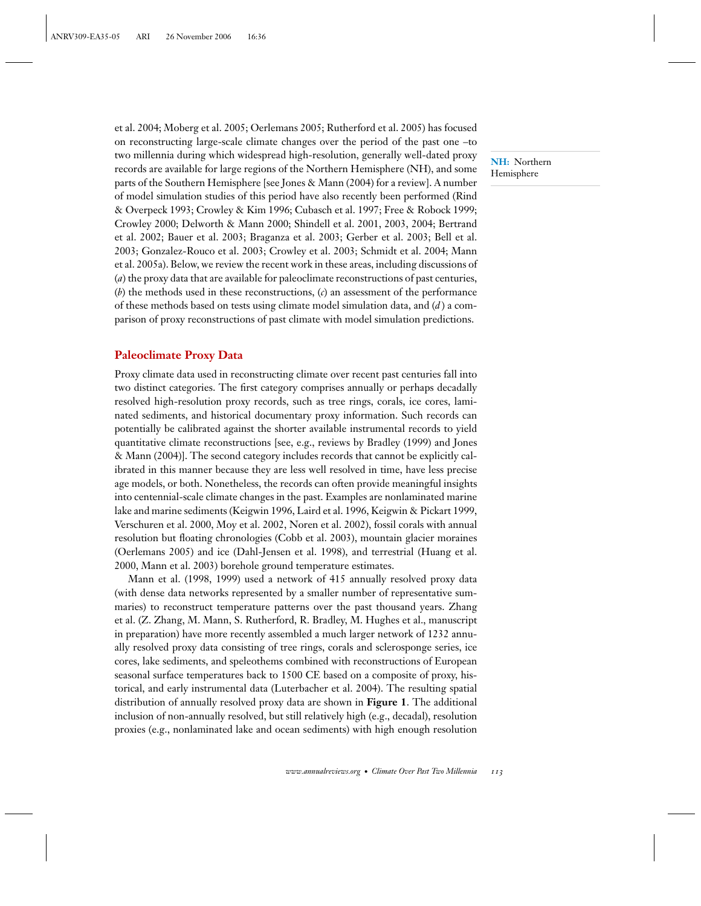et al. 2004; Moberg et al. 2005; Oerlemans 2005; Rutherford et al. 2005) has focused on reconstructing large-scale climate changes over the period of the past one –to two millennia during which widespread high-resolution, generally well-dated proxy records are available for large regions of the Northern Hemisphere (NH), and some parts of the Southern Hemisphere [see Jones & Mann (2004) for a review]. A number of model simulation studies of this period have also recently been performed (Rind & Overpeck 1993; Crowley & Kim 1996; Cubasch et al. 1997; Free & Robock 1999; Crowley 2000; Delworth & Mann 2000; Shindell et al. 2001, 2003, 2004; Bertrand et al. 2002; Bauer et al. 2003; Braganza et al. 2003; Gerber et al. 2003; Bell et al. 2003; Gonzalez-Rouco et al. 2003; Crowley et al. 2003; Schmidt et al. 2004; Mann et al. 2005a). Below, we review the recent work in these areas, including discussions of (*a*) the proxy data that are available for paleoclimate reconstructions of past centuries, (*b*) the methods used in these reconstructions, (*c*) an assessment of the performance of these methods based on tests using climate model simulation data, and (*d*) a comparison of proxy reconstructions of past climate with model simulation predictions.

**NH:** Northern Hemisphere

## Paleoclimate Proxy Data

Proxy climate data used in reconstructing climate over recent past centuries fall into two distinct categories. The first category comprises annually or perhaps decadally resolved high-resolution proxy records, such as tree rings, corals, ice cores, laminated sediments, and historical documentary proxy information. Such records can potentially be calibrated against the shorter available instrumental records to yield quantitative climate reconstructions [see, e.g., reviews by Bradley (1999) and Jones & Mann (2004)]. The second category includes records that cannot be explicitly calibrated in this manner because they are less well resolved in time, have less precise age models, or both. Nonetheless, the records can often provide meaningful insights into centennial-scale climate changes in the past. Examples are nonlaminated marine lake and marine sediments (Keigwin 1996, Laird et al. 1996, Keigwin & Pickart 1999, Verschuren et al. 2000, Moy et al. 2002, Noren et al. 2002), fossil corals with annual resolution but floating chronologies (Cobb et al. 2003), mountain glacier moraines (Oerlemans 2005) and ice (Dahl-Jensen et al. 1998), and terrestrial (Huang et al. 2000, Mann et al. 2003) borehole ground temperature estimates.

Mann et al. (1998, 1999) used a network of 415 annually resolved proxy data (with dense data networks represented by a smaller number of representative summaries) to reconstruct temperature patterns over the past thousand years. Zhang et al. (Z. Zhang, M. Mann, S. Rutherford, R. Bradley, M. Hughes et al., manuscript in preparation) have more recently assembled a much larger network of 1232 annually resolved proxy data consisting of tree rings, corals and sclerosponge series, ice cores, lake sediments, and speleothems combined with reconstructions of European seasonal surface temperatures back to 1500 CE based on a composite of proxy, historical, and early instrumental data (Luterbacher et al. 2004). The resulting spatial distribution of annually resolved proxy data are shown in **Figure 1**. The additional inclusion of non-annually resolved, but still relatively high (e.g., decadal), resolution proxies (e.g., nonlaminated lake and ocean sediments) with high enough resolution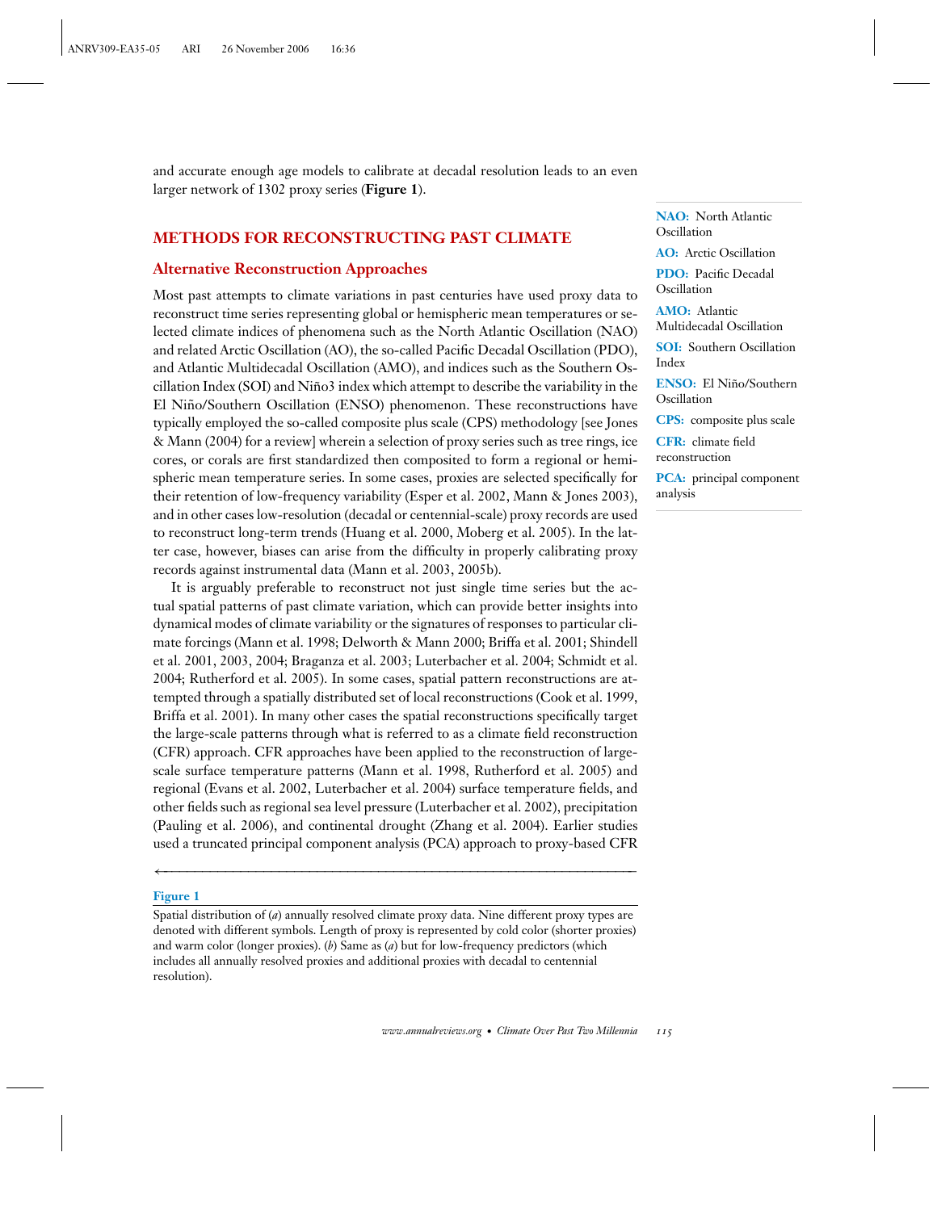and accurate enough age models to calibrate at decadal resolution leads to an even larger network of 1302 proxy series (**Figure 1**).

## METHODS FOR RECONSTRUCTING PAST CLIMATE

### Alternative Reconstruction Approaches

Most past attempts to climate variations in past centuries have used proxy data to reconstruct time series representing global or hemispheric mean temperatures or selected climate indices of phenomena such as the North Atlantic Oscillation (NAO) and related Arctic Oscillation (AO), the so-called Pacific Decadal Oscillation (PDO), and Atlantic Multidecadal Oscillation (AMO), and indices such as the Southern Oscillation Index (SOI) and Niño3 index which attempt to describe the variability in the El Niño/Southern Oscillation (ENSO) phenomenon. These reconstructions have typically employed the so-called composite plus scale (CPS) methodology [see Jones & Mann (2004) for a review] wherein a selection of proxy series such as tree rings, ice cores, or corals are first standardized then composited to form a regional or hemispheric mean temperature series. In some cases, proxies are selected specifically for their retention of low-frequency variability (Esper et al. 2002, Mann & Jones 2003), and in other cases low-resolution (decadal or centennial-scale) proxy records are used to reconstruct long-term trends (Huang et al. 2000, Moberg et al. 2005). In the latter case, however, biases can arise from the difficulty in properly calibrating proxy records against instrumental data (Mann et al. 2003, 2005b).

**NAO:** North Atlantic Oscillation

**AO:** Arctic Oscillation

**PDO:** Pacific Decadal Oscillation

**AMO:** Atlantic Multidecadal Oscillation

**SOI:** Southern Oscillation Index

**ENSO:** El Niño/Southern Oscillation

**CPS:** composite plus scale

**CFR:** climate field reconstruction

**PCA:** principal component analysis

It is arguably preferable to reconstruct not just single time series but the actual spatial patterns of past climate variation, which can provide better insights into dynamical modes of climate variability or the signatures of responses to particular climate forcings (Mann et al. 1998; Delworth & Mann 2000; Briffa et al. 2001; Shindell et al. 2001, 2003, 2004; Braganza et al. 2003; Luterbacher et al. 2004; Schmidt et al. 2004; Rutherford et al. 2005). In some cases, spatial pattern reconstructions are attempted through a spatially distributed set of local reconstructions (Cook et al. 1999, Briffa et al. 2001). In many other cases the spatial reconstructions specifically target the large-scale patterns through what is referred to as a climate field reconstruction (CFR) approach. CFR approaches have been applied to the reconstruction of large-scale surface temperature patterns (Mann et al. 1998, Rutherford et al. 2005) and regional (Evans et al. 2002, Luterbacher et al. 2004) surface temperature fields, and other fields such as regional sea level pressure (Luterbacher et al. 2002), precipitation (Pauling et al. 2006), and continental drought (Zhang et al. 2004). Earlier studies used a truncated principal component analysis (PCA) approach to proxy-based CFR

**Figure 1**

Spatial distribution of (*a*) annually resolved climate proxy data. Nine different proxy types are denoted with different symbols. Length of proxy is represented by cold color (shorter proxies) and warm color (longer proxies). (*b*) Same as (*a*) but for low-frequency predictors (which includes all annually resolved proxies and additional proxies with decadal to centennial resolution).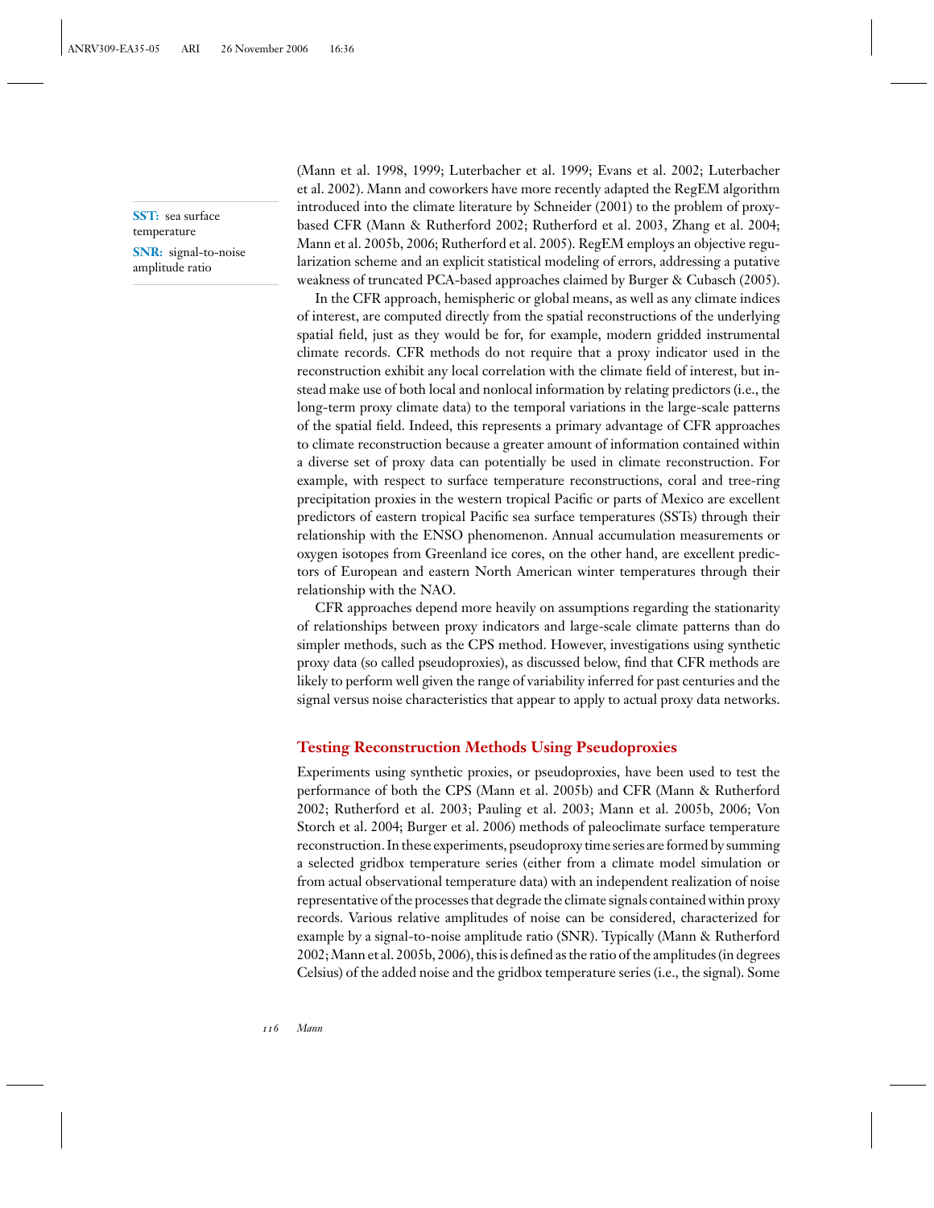(Mann et al. 1998, 1999; Luterbacher et al. 1999; Evans et al. 2002; Luterbacher et al. 2002). Mann and coworkers have more recently adapted the RegEM algorithm introduced into the climate literature by Schneider (2001) to the problem of proxy-based CFR (Mann & Rutherford 2002; Rutherford et al. 2003, Zhang et al. 2004; Mann et al. 2005b, 2006; Rutherford et al. 2005). RegEM employs an objective regularization scheme and an explicit statistical modeling of errors, addressing a putative weakness of truncated PCA-based approaches claimed by Burger & Cubasch (2005).

**SST:** sea surface temperature

**SNR:** signal-to-noise amplitude ratio

In the CFR approach, hemispheric or global means, as well as any climate indices of interest, are computed directly from the spatial reconstructions of the underlying spatial field, just as they would be for, for example, modern gridded instrumental climate records. CFR methods do not require that a proxy indicator used in the reconstruction exhibit any local correlation with the climate field of interest, but instead make use of both local and nonlocal information by relating predictors (i.e., the long-term proxy climate data) to the temporal variations in the large-scale patterns of the spatial field. Indeed, this represents a primary advantage of CFR approaches to climate reconstruction because a greater amount of information contained within a diverse set of proxy data can potentially be used in climate reconstruction. For example, with respect to surface temperature reconstructions, coral and tree-ring precipitation proxies in the western tropical Pacific or parts of Mexico are excellent predictors of eastern tropical Pacific sea surface temperatures (SSTs) through their relationship with the ENSO phenomenon. Annual accumulation measurements or oxygen isotopes from Greenland ice cores, on the other hand, are excellent predictors of European and eastern North American winter temperatures through their relationship with the NAO.

CFR approaches depend more heavily on assumptions regarding the stationarity of relationships between proxy indicators and large-scale climate patterns than do simpler methods, such as the CPS method. However, investigations using synthetic proxy data (so called pseudoproxies), as discussed below, find that CFR methods are likely to perform well given the range of variability inferred for past centuries and the signal versus noise characteristics that appear to apply to actual proxy data networks.

## Testing Reconstruction Methods Using Pseudoproxies

Experiments using synthetic proxies, or pseudoproxies, have been used to test the performance of both the CPS (Mann et al. 2005b) and CFR (Mann & Rutherford 2002; Rutherford et al. 2003; Pauling et al. 2003; Mann et al. 2005b, 2006; Von Storch et al. 2004; Burger et al. 2006) methods of paleoclimate surface temperature reconstruction. In these experiments, pseudoproxy time series are formed by summing a selected gridbox temperature series (either from a climate model simulation or from actual observational temperature data) with an independent realization of noise representative of the processes that degrade the climate signals contained within proxy records. Various relative amplitudes of noise can be considered, characterized for example by a signal-to-noise amplitude ratio (SNR). Typically (Mann & Rutherford 2002; Mann et al. 2005b, 2006), this is defined as the ratio of the amplitudes (in degrees Celsius) of the added noise and the gridbox temperature series (i.e., the signal). Some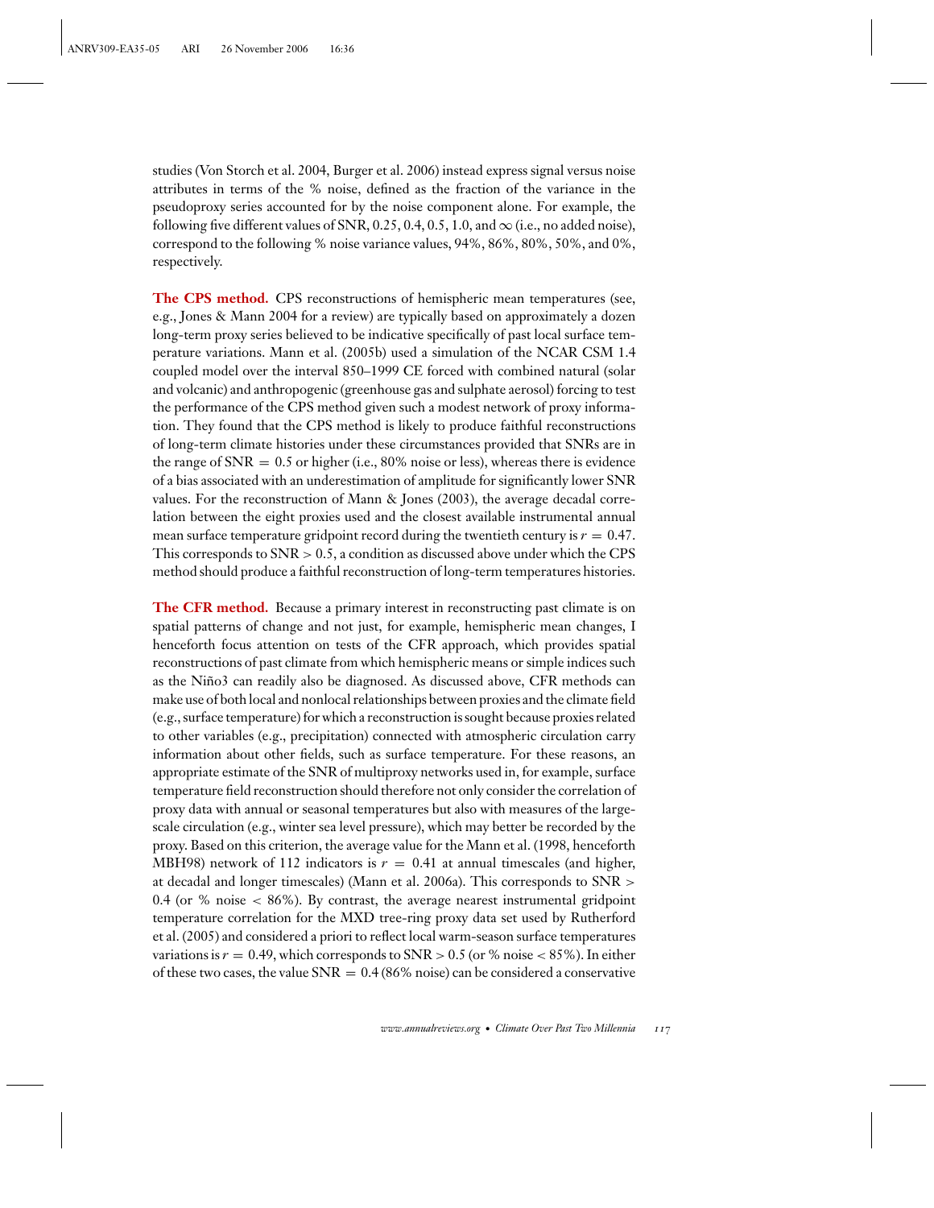studies (Von Storch et al. 2004, Burger et al. 2006) instead express signal versus noise attributes in terms of the % noise, defined as the fraction of the variance in the pseudoproxy series accounted for by the noise component alone. For example, the following five different values of SNR, 0.25, 0.4, 0.5, 1.0, and $\infty$ (i.e., no added noise), correspond to the following % noise variance values, 94%, 86%, 80%, 50%, and 0%, respectively.

**The CPS method.** CPS reconstructions of hemispheric mean temperatures (see, e.g., Jones & Mann 2004 for a review) are typically based on approximately a dozen long-term proxy series believed to be indicative specifically of past local surface temperature variations. Mann et al. (2005b) used a simulation of the NCAR CSM 1.4 coupled model over the interval 850–1999 CE forced with combined natural (solar and volcanic) and anthropogenic (greenhouse gas and sulphate aerosol) forcing to test the performance of the CPS method given such a modest network of proxy information. They found that the CPS method is likely to produce faithful reconstructions of long-term climate histories under these circumstances provided that SNRs are in the range of SNR $= 0.5$ or higher (i.e., 80% noise or less), whereas there is evidence of a bias associated with an underestimation of amplitude for significantly lower SNR values. For the reconstruction of Mann & Jones (2003), the average decadal correlation between the eight proxies used and the closest available instrumental annual mean surface temperature gridpoint record during the twentieth century is $r = 0.47$. This corresponds to SNR $> 0.5$, a condition as discussed above under which the CPS method should produce a faithful reconstruction of long-term temperatures histories.

**The CFR method.** Because a primary interest in reconstructing past climate is on spatial patterns of change and not just, for example, hemispheric mean changes, I henceforth focus attention on tests of the CFR approach, which provides spatial reconstructions of past climate from which hemispheric means or simple indices such as the Niño3 can readily also be diagnosed. As discussed above, CFR methods can make use of both local and nonlocal relationships between proxies and the climate field (e.g., surface temperature) for which a reconstruction is sought because proxies related to other variables (e.g., precipitation) connected with atmospheric circulation carry information about other fields, such as surface temperature. For these reasons, an appropriate estimate of the SNR of multiproxy networks used in, for example, surface temperature field reconstruction should therefore not only consider the correlation of proxy data with annual or seasonal temperatures but also with measures of the large-scale circulation (e.g., winter sea level pressure), which may better be recorded by the proxy. Based on this criterion, the average value for the Mann et al. (1998, henceforth MBH98) network of 112 indicators is $r = 0.41$ at annual timescales (and higher, at decadal and longer timescales) (Mann et al. 2006a). This corresponds to SNR $>$ 0.4 (or % noise $<$ 86%). By contrast, the average nearest instrumental gridpoint temperature correlation for the MXD tree-ring proxy data set used by Rutherford et al. (2005) and considered a priori to reflect local warm-season surface temperatures variations is $r = 0.49$, which corresponds to SNR $> 0.5$ (or % noise $<$ 85%). In either of these two cases, the value SNR $= 0.4$ (86% noise) can be considered a conservative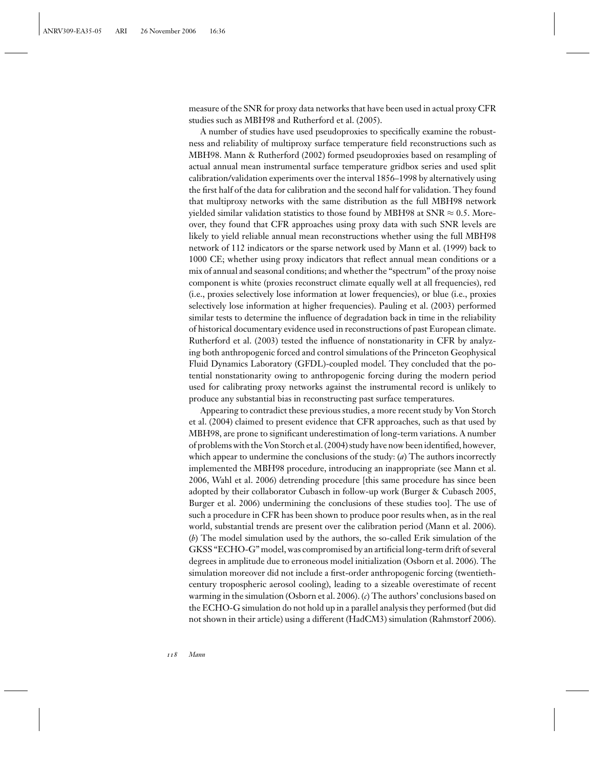measure of the SNR for proxy data networks that have been used in actual proxy CFR studies such as MBH98 and Rutherford et al. (2005).

A number of studies have used pseudoproxies to specifically examine the robustness and reliability of multiproxy surface temperature field reconstructions such as MBH98. Mann & Rutherford (2002) formed pseudoproxies based on resampling of actual annual mean instrumental surface temperature gridbox series and used split calibration/validation experiments over the interval 1856–1998 by alternatively using the first half of the data for calibration and the second half for validation. They found that multiproxy networks with the same distribution as the full MBH98 network yielded similar validation statistics to those found by MBH98 at SNR $\approx 0.5$. Moreover, they found that CFR approaches using proxy data with such SNR levels are likely to yield reliable annual mean reconstructions whether using the full MBH98 network of 112 indicators or the sparse network used by Mann et al. (1999) back to 1000 CE; whether using proxy indicators that reflect annual mean conditions or a mix of annual and seasonal conditions; and whether the "spectrum" of the proxy noise component is white (proxies reconstruct climate equally well at all frequencies), red (i.e., proxies selectively lose information at lower frequencies), or blue (i.e., proxies selectively lose information at higher frequencies). Pauling et al. (2003) performed similar tests to determine the influence of degradation back in time in the reliability of historical documentary evidence used in reconstructions of past European climate. Rutherford et al. (2003) tested the influence of nonstationarity in CFR by analyzing both anthropogenic forced and control simulations of the Princeton Geophysical Fluid Dynamics Laboratory (GFDL)-coupled model. They concluded that the potential nonstationarity owing to anthropogenic forcing during the modern period used for calibrating proxy networks against the instrumental record is unlikely to produce any substantial bias in reconstructing past surface temperatures.

Appearing to contradict these previous studies, a more recent study by Von Storch et al. (2004) claimed to present evidence that CFR approaches, such as that used by MBH98, are prone to significant underestimation of long-term variations. A number of problems with the Von Storch et al. (2004) study have now been identified, however, which appear to undermine the conclusions of the study: (*a*) The authors incorrectly implemented the MBH98 procedure, introducing an inappropriate (see Mann et al. 2006, Wahl et al. 2006) detrending procedure [this same procedure has since been adopted by their collaborator Cubasch in follow-up work (Burger & Cubasch 2005, Burger et al. 2006) undermining the conclusions of these studies too]. The use of such a procedure in CFR has been shown to produce poor results when, as in the real world, substantial trends are present over the calibration period (Mann et al. 2006). (*b*) The model simulation used by the authors, the so-called Erik simulation of the GKSS "ECHO-G" model, was compromised by an artificial long-term drift of several degrees in amplitude due to erroneous model initialization (Osborn et al. 2006). The simulation moreover did not include a first-order anthropogenic forcing (twentieth-century tropospheric aerosol cooling), leading to a sizeable overestimate of recent warming in the simulation (Osborn et al. 2006). (*c*) The authors' conclusions based on the ECHO-G simulation do not hold up in a parallel analysis they performed (but did not shown in their article) using a different (HadCM3) simulation (Rahmstorf 2006).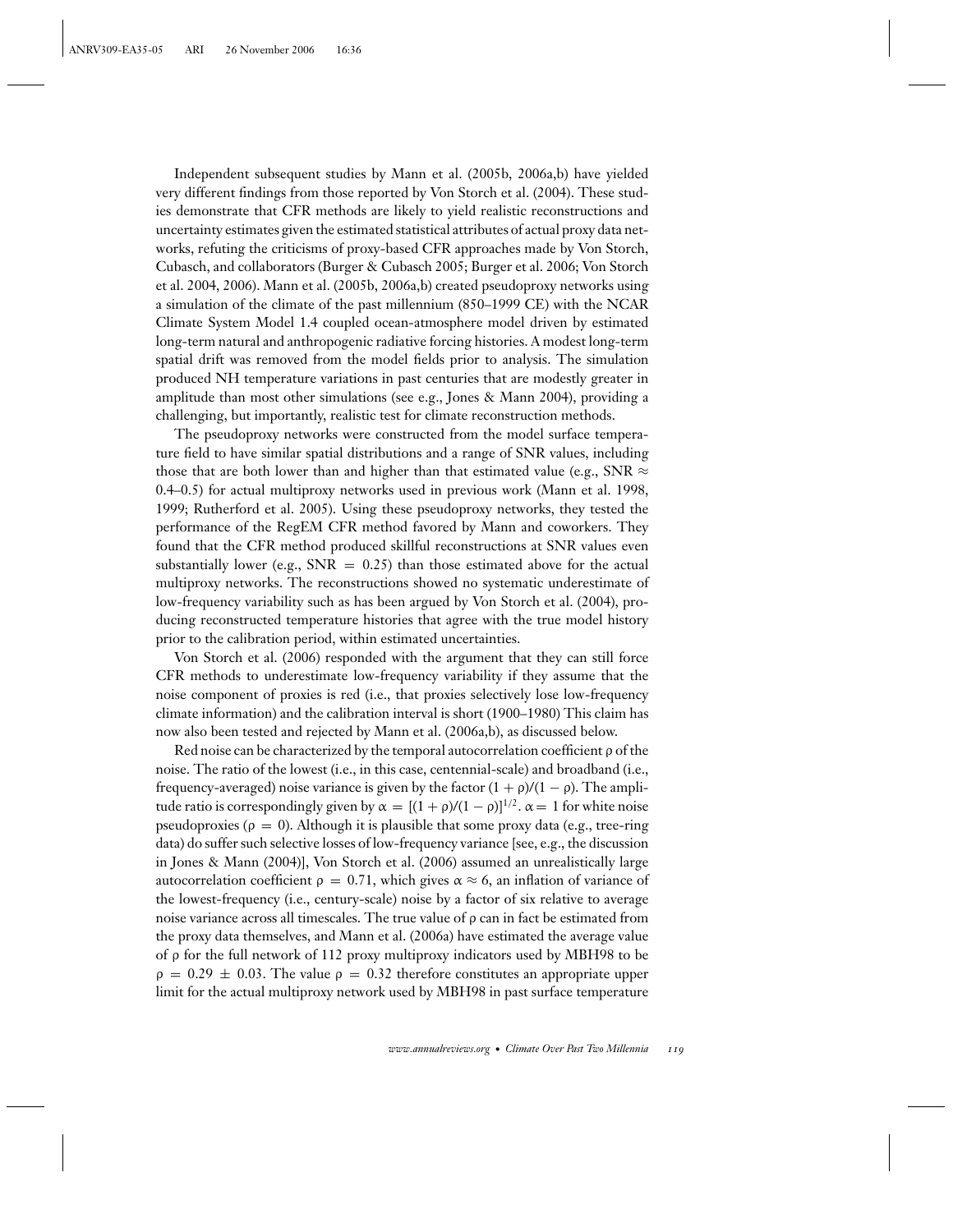Independent subsequent studies by Mann et al. (2005b, 2006a,b) have yielded very different findings from those reported by Von Storch et al. (2004). These studies demonstrate that CFR methods are likely to yield realistic reconstructions and uncertainty estimates given the estimated statistical attributes of actual proxy data networks, refuting the criticisms of proxy-based CFR approaches made by Von Storch, Cubasch, and collaborators (Burger & Cubasch 2005; Burger et al. 2006; Von Storch et al. 2004, 2006). Mann et al. (2005b, 2006a,b) created pseudoproxy networks using a simulation of the climate of the past millennium (850–1999 CE) with the NCAR Climate System Model 1.4 coupled ocean-atmosphere model driven by estimated long-term natural and anthropogenic radiative forcing histories. A modest long-term spatial drift was removed from the model fields prior to analysis. The simulation produced NH temperature variations in past centuries that are modestly greater in amplitude than most other simulations (see e.g., Jones & Mann 2004), providing a challenging, but importantly, realistic test for climate reconstruction methods.

The pseudoproxy networks were constructed from the model surface temperature field to have similar spatial distributions and a range of SNR values, including those that are both lower than and higher than that estimated value (e.g., SNR $\approx$ 0.4–0.5) for actual multiproxy networks used in previous work (Mann et al. 1998, 1999; Rutherford et al. 2005). Using these pseudoproxy networks, they tested the performance of the RegEM CFR method favored by Mann and coworkers. They found that the CFR method produced skillful reconstructions at SNR values even substantially lower (e.g., SNR $=$ 0.25) than those estimated above for the actual multiproxy networks. The reconstructions showed no systematic underestimate of low-frequency variability such as has been argued by Von Storch et al. (2004), producing reconstructed temperature histories that agree with the true model history prior to the calibration period, within estimated uncertainties.

Von Storch et al. (2006) responded with the argument that they can still force CFR methods to underestimate low-frequency variability if they assume that the noise component of proxies is red (i.e., that proxies selectively lose low-frequency climate information) and the calibration interval is short (1900–1980) This claim has now also been tested and rejected by Mann et al. (2006a,b), as discussed below.

Red noise can be characterized by the temporal autocorrelation coefficient $\rho$ of the noise. The ratio of the lowest (i.e., in this case, centennial-scale) and broadband (i.e., frequency-averaged) noise variance is given by the factor $(1 + \rho)/(1 - \rho)$. The amplitude ratio is correspondingly given by $\alpha = [(1 + \rho)/(1 - \rho)]^{1/2}$. $\alpha = 1$ for white noise pseudoproxies ($\rho = 0$). Although it is plausible that some proxy data (e.g., tree-ring data) do suffer such selective losses of low-frequency variance [see, e.g., the discussion in Jones & Mann (2004)], Von Storch et al. (2006) assumed an unrealistically large autocorrelation coefficient $\rho = 0.71$, which gives $\alpha \approx 6$, an inflation of variance of the lowest-frequency (i.e., century-scale) noise by a factor of six relative to average noise variance across all timescales. The true value of $\rho$ can in fact be estimated from the proxy data themselves, and Mann et al. (2006a) have estimated the average value of $\rho$ for the full network of 112 proxy multiproxy indicators used by MBH98 to be $\rho = 0.29 \pm 0.03$. The value $\rho = 0.32$ therefore constitutes an appropriate upper limit for the actual multiproxy network used by MBH98 in past surface temperature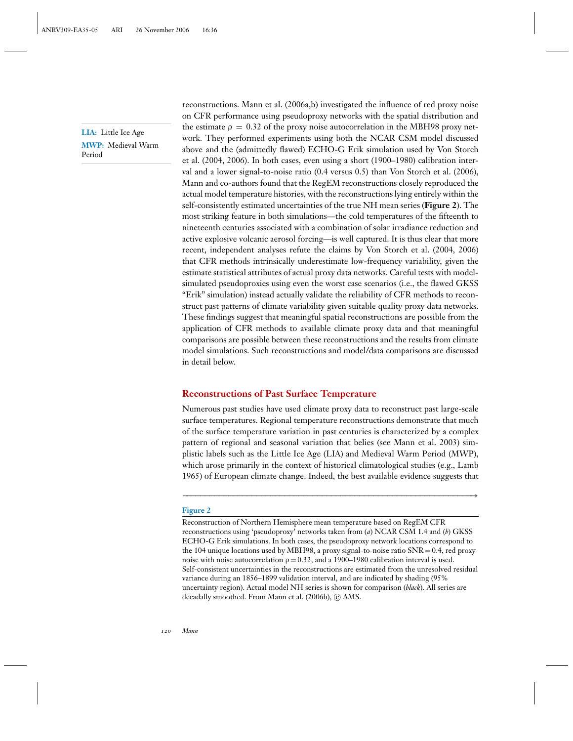LIA: Little Ice Age

MWP: Medieval Warm Period

reconstructions. Mann et al. (2006a,b) investigated the influence of red proxy noise on CFR performance using pseudoproxy networks with the spatial distribution and the estimate $\rho = 0.32$ of the proxy noise autocorrelation in the MBH98 proxy network. They performed experiments using both the NCAR CSM model discussed above and the (admittedly flawed) ECHO-G Erik simulation used by Von Storch et al. (2004, 2006). In both cases, even using a short (1900–1980) calibration interval and a lower signal-to-noise ratio (0.4 versus 0.5) than Von Storch et al. (2006), Mann and co-authors found that the RegEM reconstructions closely reproduced the actual model temperature histories, with the reconstructions lying entirely within the self-consistently estimated uncertainties of the true NH mean series (**Figure 2**). The most striking feature in both simulations—the cold temperatures of the fifteenth to nineteenth centuries associated with a combination of solar irradiance reduction and active explosive volcanic aerosol forcing—is well captured. It is thus clear that more recent, independent analyses refute the claims by Von Storch et al. (2004, 2006) that CFR methods intrinsically underestimate low-frequency variability, given the estimate statistical attributes of actual proxy data networks. Careful tests with model-simulated pseudoproxies using even the worst case scenarios (i.e., the flawed GKSS "Erik" simulation) instead actually validate the reliability of CFR methods to reconstruct past patterns of climate variability given suitable quality proxy data networks. These findings suggest that meaningful spatial reconstructions are possible from the application of CFR methods to available climate proxy data and that meaningful comparisons are possible between these reconstructions and the results from climate model simulations. Such reconstructions and model/data comparisons are discussed in detail below.

## Reconstructions of Past Surface Temperature

Numerous past studies have used climate proxy data to reconstruct past large-scale surface temperatures. Regional temperature reconstructions demonstrate that much of the surface temperature variation in past centuries is characterized by a complex pattern of regional and seasonal variation that belies (see Mann et al. 2003) simplistic labels such as the Little Ice Age (LIA) and Medieval Warm Period (MWP), which arose primarily in the context of historical climatological studies (e.g., Lamb 1965) of European climate change. Indeed, the best available evidence suggests that

**Figure 2**

Reconstruction of Northern Hemisphere mean temperature based on RegEM CFR reconstructions using 'pseudoproxy' networks taken from (*a*) NCAR CSM 1.4 and (*b*) GKSS ECHO-G Erik simulations. In both cases, the pseudoproxy network locations correspond to the 104 unique locations used by MBH98, a proxy signal-to-noise ratio SNR = 0.4, red proxy noise with noise autocorrelation $\rho = 0.32$, and a 1900–1980 calibration interval is used. Self-consistent uncertainties in the reconstructions are estimated from the unresolved residual variance during an 1856–1899 validation interval, and are indicated by shading (95% uncertainty region). Actual model NH series is shown for comparison (*black*). All series are decadally smoothed. From Mann et al. (2006b), © AMS.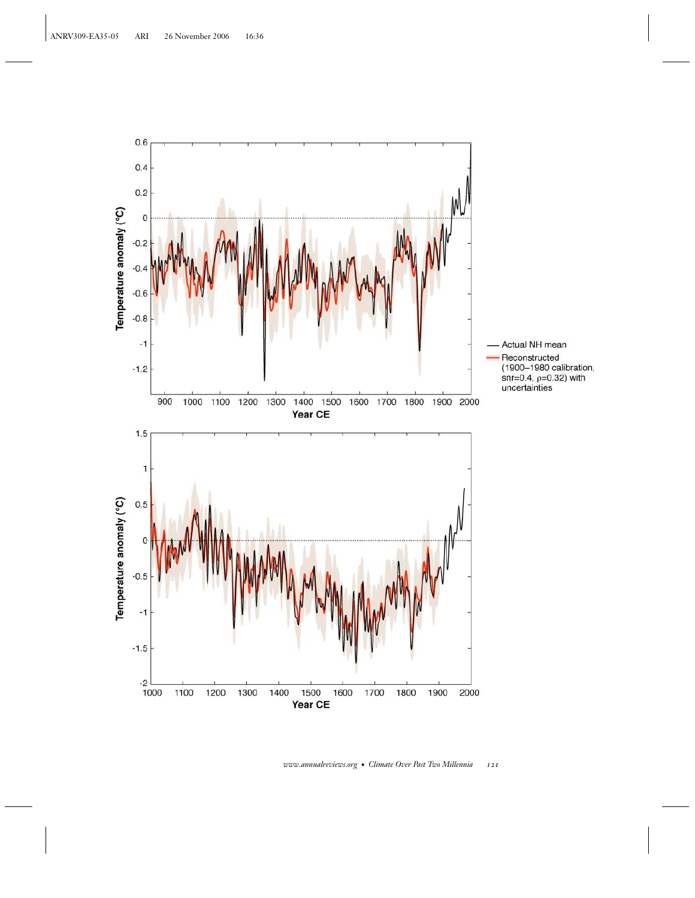— Actual NH mean

— Reconstructed (1900–1980 calibration, snr=0.4, ρ=0.32) with uncertainties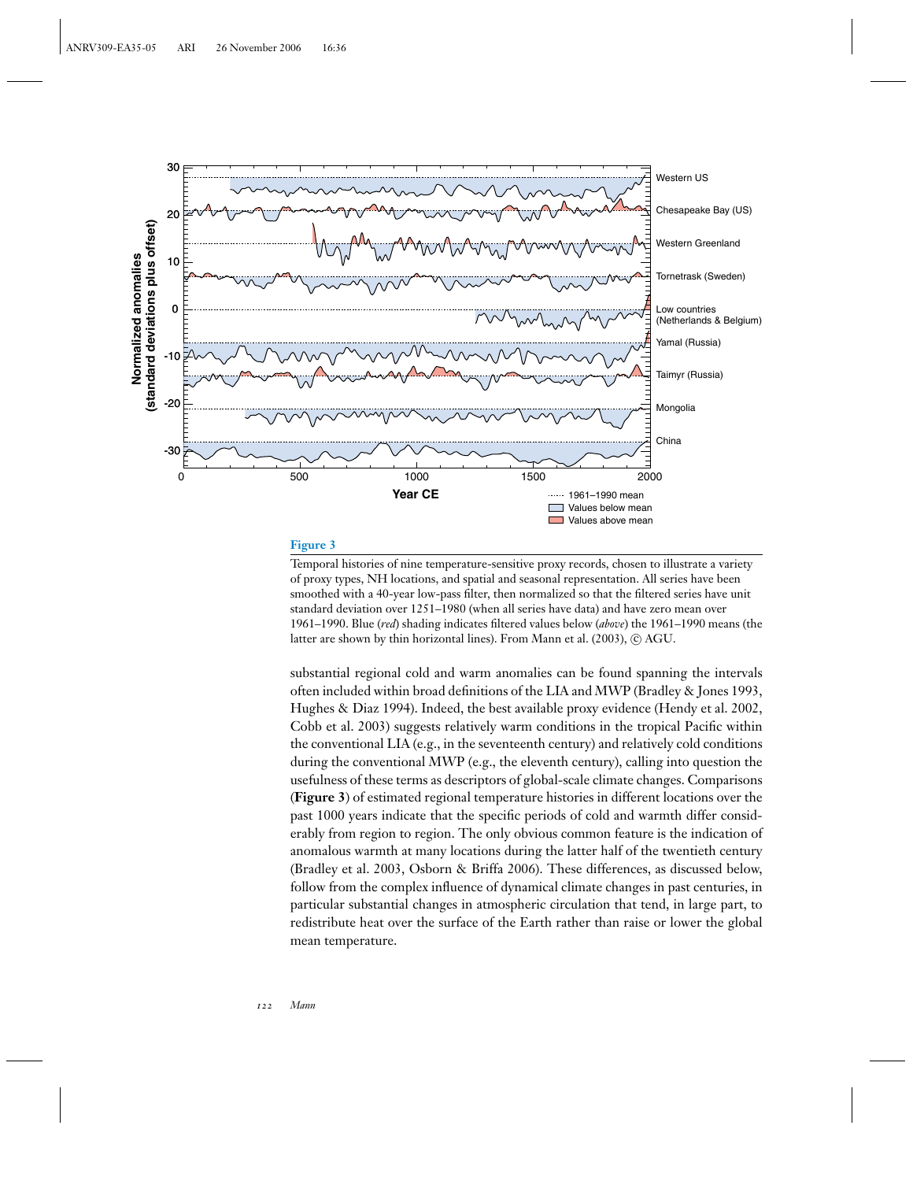**Figure 3**

Temporal histories of nine temperature-sensitive proxy records, chosen to illustrate a variety of proxy types, NH locations, and spatial and seasonal representation. All series have been smoothed with a 40-year low-pass filter, then normalized so that the filtered series have unit standard deviation over 1251–1980 (when all series have data) and have zero mean over 1961–1990. Blue (*red*) shading indicates filtered values below (*above*) the 1961–1990 means (the latter are shown by thin horizontal lines). From Mann et al. (2003), © AGU.

substantial regional cold and warm anomalies can be found spanning the intervals often included within broad definitions of the LIA and MWP (Bradley & Jones 1993, Hughes & Diaz 1994). Indeed, the best available proxy evidence (Hendy et al. 2002, Cobb et al. 2003) suggests relatively warm conditions in the tropical Pacific within the conventional LIA (e.g., in the seventeenth century) and relatively cold conditions during the conventional MWP (e.g., the eleventh century), calling into question the usefulness of these terms as descriptors of global-scale climate changes. Comparisons (**Figure 3**) of estimated regional temperature histories in different locations over the past 1000 years indicate that the specific periods of cold and warmth differ considerably from region to region. The only obvious common feature is the indication of anomalous warmth at many locations during the latter half of the twentieth century (Bradley et al. 2003, Osborn & Briffa 2006). These differences, as discussed below, follow from the complex influence of dynamical climate changes in past centuries, in particular substantial changes in atmospheric circulation that tend, in large part, to redistribute heat over the surface of the Earth rather than raise or lower the global mean temperature.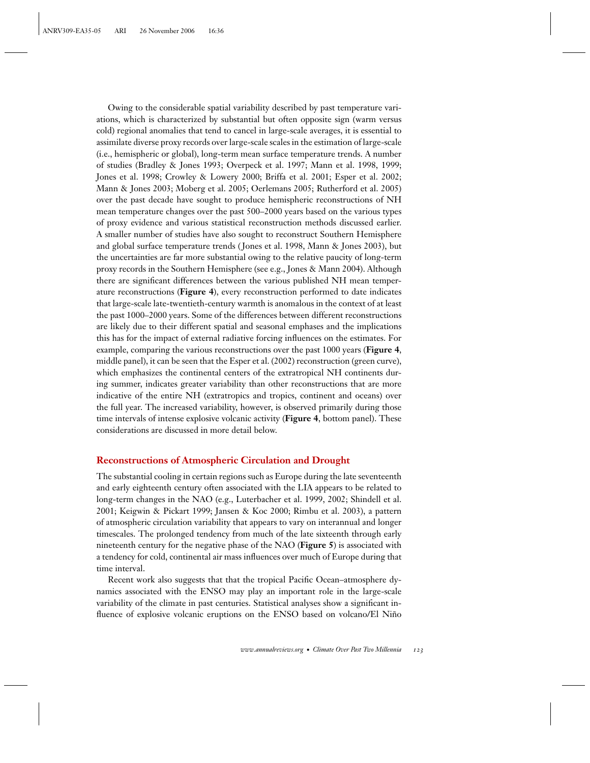Owing to the considerable spatial variability described by past temperature variations, which is characterized by substantial but often opposite sign (warm versus cold) regional anomalies that tend to cancel in large-scale averages, it is essential to assimilate diverse proxy records over large-scale scales in the estimation of large-scale (i.e., hemispheric or global), long-term mean surface temperature trends. A number of studies (Bradley & Jones 1993; Overpeck et al. 1997; Mann et al. 1998, 1999; Jones et al. 1998; Crowley & Lowery 2000; Briffa et al. 2001; Esper et al. 2002; Mann & Jones 2003; Moberg et al. 2005; Oerlemans 2005; Rutherford et al. 2005) over the past decade have sought to produce hemispheric reconstructions of NH mean temperature changes over the past 500–2000 years based on the various types of proxy evidence and various statistical reconstruction methods discussed earlier. A smaller number of studies have also sought to reconstruct Southern Hemisphere and global surface temperature trends (Jones et al. 1998, Mann & Jones 2003), but the uncertainties are far more substantial owing to the relative paucity of long-term proxy records in the Southern Hemisphere (see e.g., Jones & Mann 2004). Although there are significant differences between the various published NH mean temperature reconstructions (**Figure 4**), every reconstruction performed to date indicates that large-scale late-twentieth-century warmth is anomalous in the context of at least the past 1000–2000 years. Some of the differences between different reconstructions are likely due to their different spatial and seasonal emphases and the implications this has for the impact of external radiative forcing influences on the estimates. For example, comparing the various reconstructions over the past 1000 years (**Figure 4**, middle panel), it can be seen that the Esper et al. (2002) reconstruction (green curve), which emphasizes the continental centers of the extratropical NH continents during summer, indicates greater variability than other reconstructions that are more indicative of the entire NH (extratropics and tropics, continent and oceans) over the full year. The increased variability, however, is observed primarily during those time intervals of intense explosive volcanic activity (**Figure 4**, bottom panel). These considerations are discussed in more detail below.

## Reconstructions of Atmospheric Circulation and Drought

The substantial cooling in certain regions such as Europe during the late seventeenth and early eighteenth century often associated with the LIA appears to be related to long-term changes in the NAO (e.g., Luterbacher et al. 1999, 2002; Shindell et al. 2001; Keigwin & Pickart 1999; Jansen & Koc 2000; Rimbu et al. 2003), a pattern of atmospheric circulation variability that appears to vary on interannual and longer timescales. The prolonged tendency from much of the late sixteenth through early nineteenth century for the negative phase of the NAO (**Figure 5**) is associated with a tendency for cold, continental air mass influences over much of Europe during that time interval.

Recent work also suggests that that the tropical Pacific Ocean–atmosphere dynamics associated with the ENSO may play an important role in the large-scale variability of the climate in past centuries. Statistical analyses show a significant influence of explosive volcanic eruptions on the ENSO based on volcano/El Niño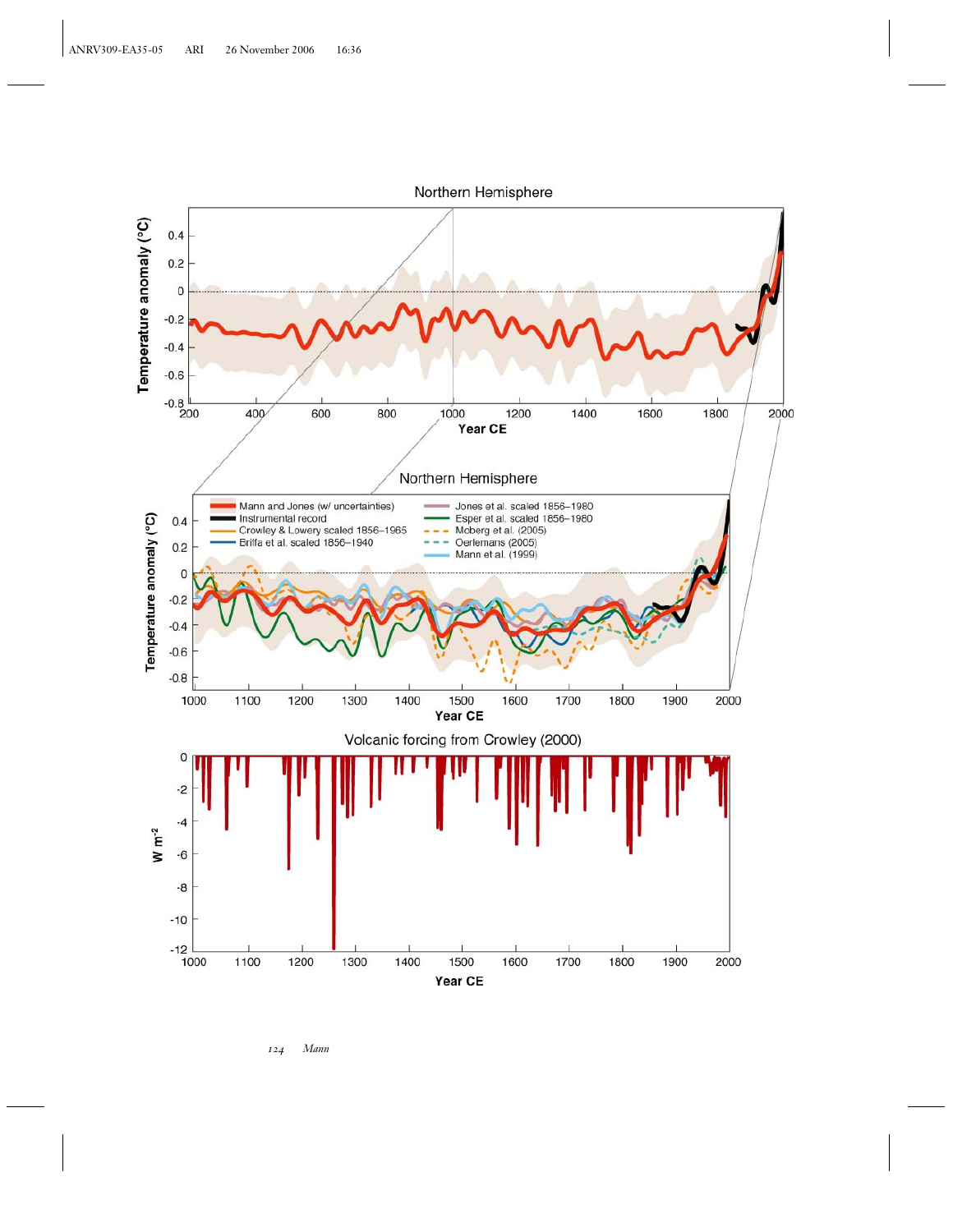Northern Hemisphere

Temperature anomaly (°C)

Year CE

Northern Hemisphere

- Mann and Jones (w/ uncertainties)
- Instrumental record
- Crowley & Lowery scaled 1856–1965
- Briffa et al. scaled 1856–1940
- Jones et al. scaled 1856–1980
- Esper et al. scaled 1856–1980
- Moberg et al. (2005)
- Oerlemans (2005)
- Mann et al. (1999)

Temperature anomaly (°C)

Year CE

Volcanic forcing from Crowley (2000)

W m$^{-2}$

Year CE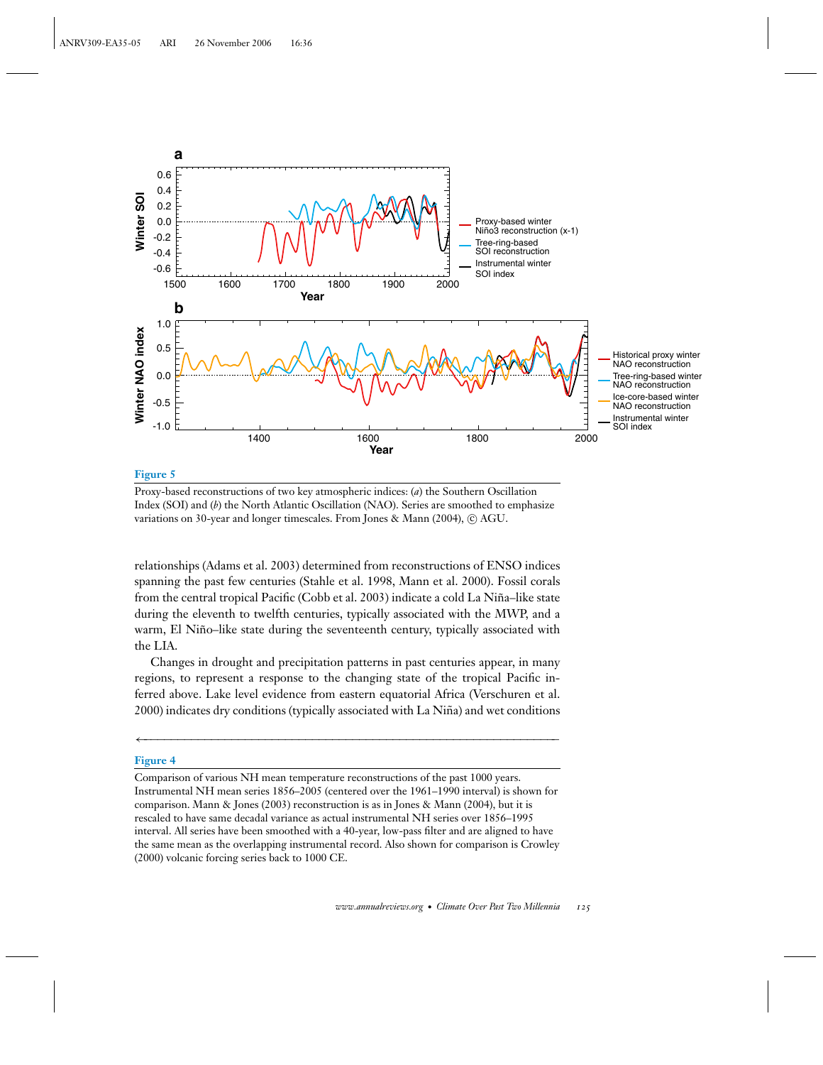**Figure 5**

Proxy-based reconstructions of two key atmospheric indices: (*a*) the Southern Oscillation Index (SOI) and (*b*) the North Atlantic Oscillation (NAO). Series are smoothed to emphasize variations on 30-year and longer timescales. From Jones & Mann (2004), © AGU.

relationships (Adams et al. 2003) determined from reconstructions of ENSO indices spanning the past few centuries (Stahle et al. 1998, Mann et al. 2000). Fossil corals from the central tropical Pacific (Cobb et al. 2003) indicate a cold La Niña–like state during the eleventh to twelfth centuries, typically associated with the MWP, and a warm, El Niño–like state during the seventeenth century, typically associated with the LIA.

Changes in drought and precipitation patterns in past centuries appear, in many regions, to represent a response to the changing state of the tropical Pacific inferred above. Lake level evidence from eastern equatorial Africa (Verschuren et al. 2000) indicates dry conditions (typically associated with La Niña) and wet conditions

**Figure 4**

Comparison of various NH mean temperature reconstructions of the past 1000 years. Instrumental NH mean series 1856–2005 (centered over the 1961–1990 interval) is shown for comparison. Mann & Jones (2003) reconstruction is as in Jones & Mann (2004), but it is rescaled to have same decadal variance as actual instrumental NH series over 1856–1995 interval. All series have been smoothed with a 40-year, low-pass filter and are aligned to have the same mean as the overlapping instrumental record. Also shown for comparison is Crowley (2000) volcanic forcing series back to 1000 CE.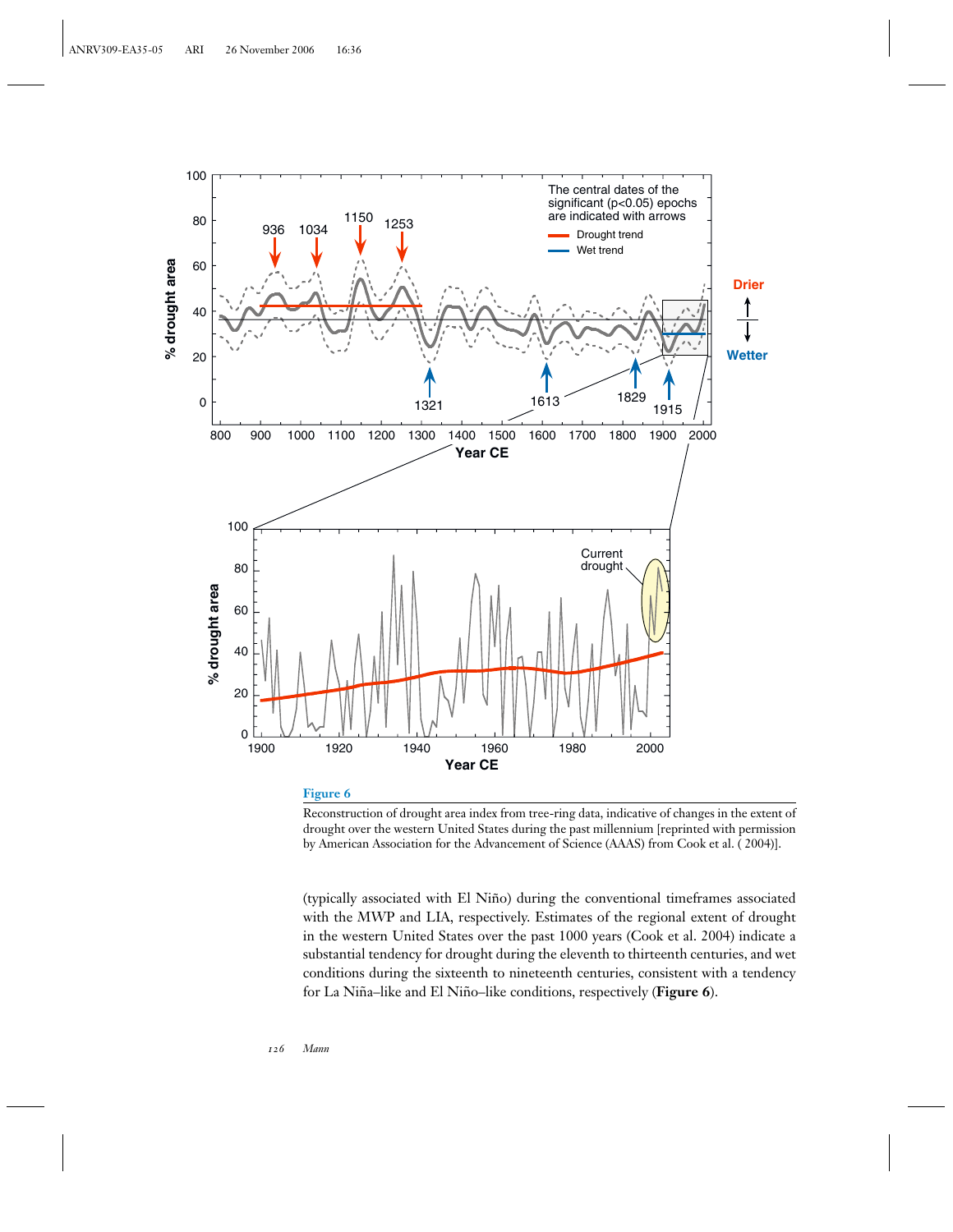**Figure 6**

Reconstruction of drought area index from tree-ring data, indicative of changes in the extent of drought over the western United States during the past millennium [reprinted with permission by American Association for the Advancement of Science (AAAS) from Cook et al. ( 2004)].

(typically associated with El Niño) during the conventional timeframes associated with the MWP and LIA, respectively. Estimates of the regional extent of drought in the western United States over the past 1000 years (Cook et al. 2004) indicate a substantial tendency for drought during the eleventh to thirteenth centuries, and wet conditions during the sixteenth to nineteenth centuries, consistent with a tendency for La Niña–like and El Niño–like conditions, respectively (**Figure 6**).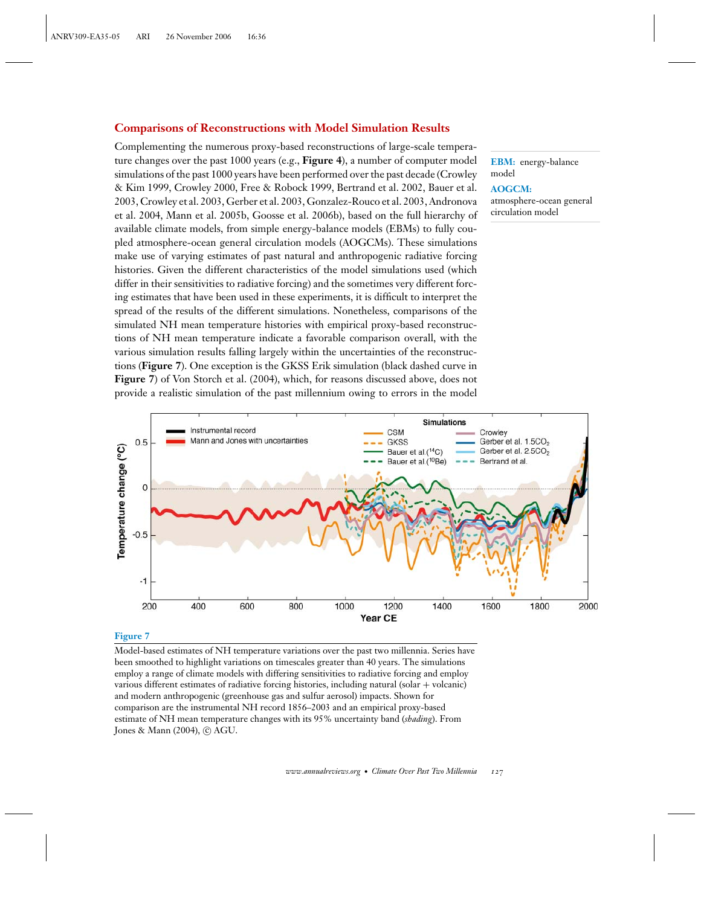## Comparisons of Reconstructions with Model Simulation Results

Complementing the numerous proxy-based reconstructions of large-scale temperature changes over the past 1000 years (e.g., **Figure 4**), a number of computer model simulations of the past 1000 years have been performed over the past decade (Crowley & Kim 1999, Crowley 2000, Free & Robock 1999, Bertrand et al. 2002, Bauer et al. 2003, Crowley et al. 2003, Gerber et al. 2003, Gonzalez-Rouco et al. 2003, Andronova et al. 2004, Mann et al. 2005b, Goosse et al. 2006b), based on the full hierarchy of available climate models, from simple energy-balance models (EBMs) to fully coupled atmosphere-ocean general circulation models (AOGCMs). These simulations make use of varying estimates of past natural and anthropogenic radiative forcing histories. Given the different characteristics of the model simulations used (which differ in their sensitivities to radiative forcing) and the sometimes very different forcing estimates that have been used in these experiments, it is difficult to interpret the spread of the results of the different simulations. Nonetheless, comparisons of the simulated NH mean temperature histories with empirical proxy-based reconstructions of NH mean temperature indicate a favorable comparison overall, with the various simulation results falling largely within the uncertainties of the reconstructions (**Figure 7**). One exception is the GKSS Erik simulation (black dashed curve in **Figure 7**) of Von Storch et al. (2004), which, for reasons discussed above, does not provide a realistic simulation of the past millennium owing to errors in the model

**EBM:** energy-balance model

**AOGCM:** atmosphere-ocean general circulation model

**Figure 7**

Model-based estimates of NH temperature variations over the past two millennia. Series have been smoothed to highlight variations on timescales greater than 40 years. The simulations employ a range of climate models with differing sensitivities to radiative forcing and employ various different estimates of radiative forcing histories, including natural (solar + volcanic) and modern anthropogenic (greenhouse gas and sulfur aerosol) impacts. Shown for comparison are the instrumental NH record 1856–2003 and an empirical proxy-based estimate of NH mean temperature changes with its 95% uncertainty band (*shading*). From Jones & Mann (2004), © AGU.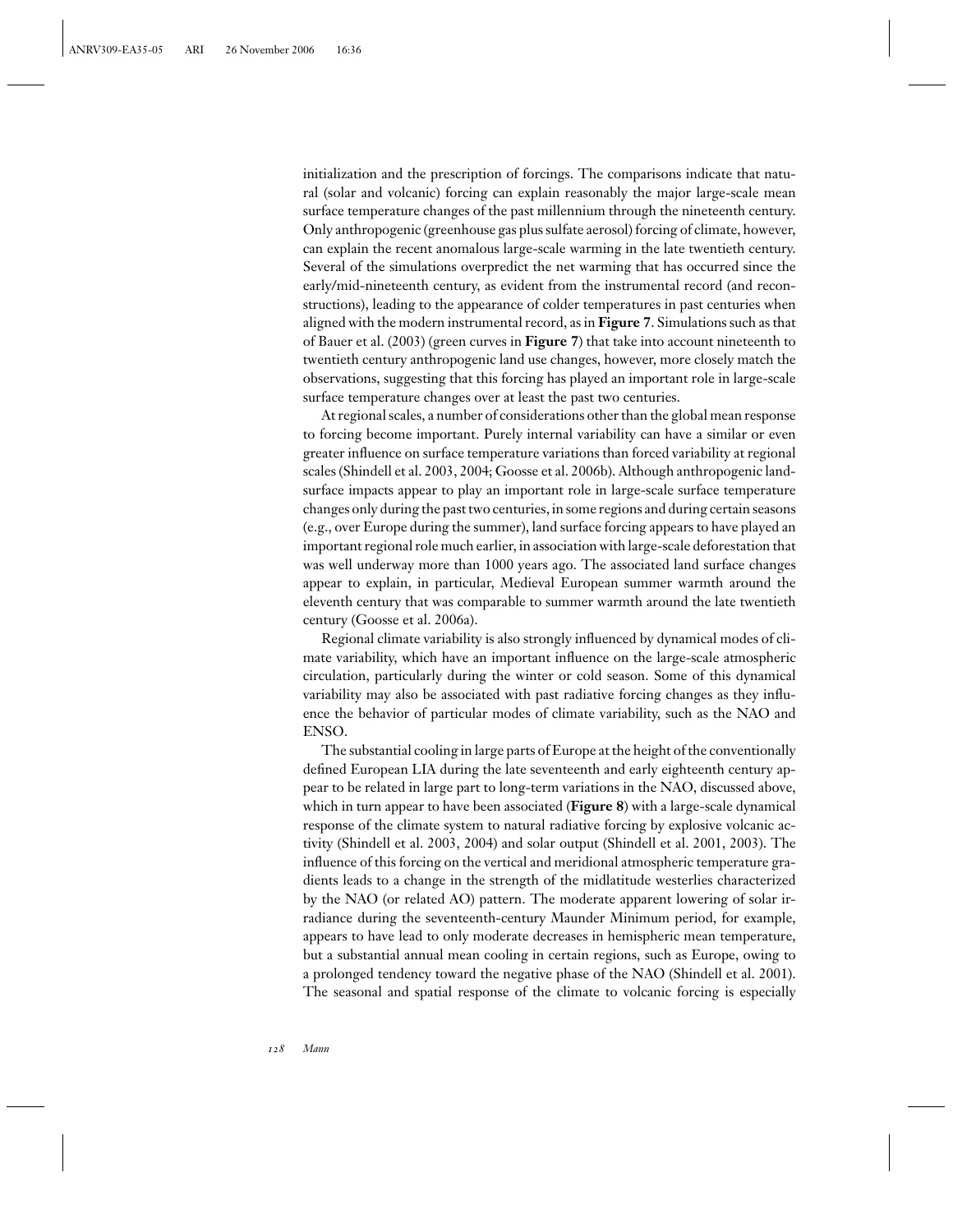initialization and the prescription of forcings. The comparisons indicate that natural (solar and volcanic) forcing can explain reasonably the major large-scale mean surface temperature changes of the past millennium through the nineteenth century. Only anthropogenic (greenhouse gas plus sulfate aerosol) forcing of climate, however, can explain the recent anomalous large-scale warming in the late twentieth century. Several of the simulations overpredict the net warming that has occurred since the early/mid-nineteenth century, as evident from the instrumental record (and reconstructions), leading to the appearance of colder temperatures in past centuries when aligned with the modern instrumental record, as in **Figure 7**. Simulations such as that of Bauer et al. (2003) (green curves in **Figure 7**) that take into account nineteenth to twentieth century anthropogenic land use changes, however, more closely match the observations, suggesting that this forcing has played an important role in large-scale surface temperature changes over at least the past two centuries.

At regional scales, a number of considerations other than the global mean response to forcing become important. Purely internal variability can have a similar or even greater influence on surface temperature variations than forced variability at regional scales (Shindell et al. 2003, 2004; Goosse et al. 2006b). Although anthropogenic land-surface impacts appear to play an important role in large-scale surface temperature changes only during the past two centuries, in some regions and during certain seasons (e.g., over Europe during the summer), land surface forcing appears to have played an important regional role much earlier, in association with large-scale deforestation that was well underway more than 1000 years ago. The associated land surface changes appear to explain, in particular, Medieval European summer warmth around the eleventh century that was comparable to summer warmth around the late twentieth century (Goosse et al. 2006a).

Regional climate variability is also strongly influenced by dynamical modes of climate variability, which have an important influence on the large-scale atmospheric circulation, particularly during the winter or cold season. Some of this dynamical variability may also be associated with past radiative forcing changes as they influence the behavior of particular modes of climate variability, such as the NAO and ENSO.

The substantial cooling in large parts of Europe at the height of the conventionally defined European LIA during the late seventeenth and early eighteenth century appear to be related in large part to long-term variations in the NAO, discussed above, which in turn appear to have been associated (**Figure 8**) with a large-scale dynamical response of the climate system to natural radiative forcing by explosive volcanic activity (Shindell et al. 2003, 2004) and solar output (Shindell et al. 2001, 2003). The influence of this forcing on the vertical and meridional atmospheric temperature gradients leads to a change in the strength of the midlatitude westerlies characterized by the NAO (or related AO) pattern. The moderate apparent lowering of solar irradiance during the seventeenth-century Maunder Minimum period, for example, appears to have lead to only moderate decreases in hemispheric mean temperature, but a substantial annual mean cooling in certain regions, such as Europe, owing to a prolonged tendency toward the negative phase of the NAO (Shindell et al. 2001). The seasonal and spatial response of the climate to volcanic forcing is especially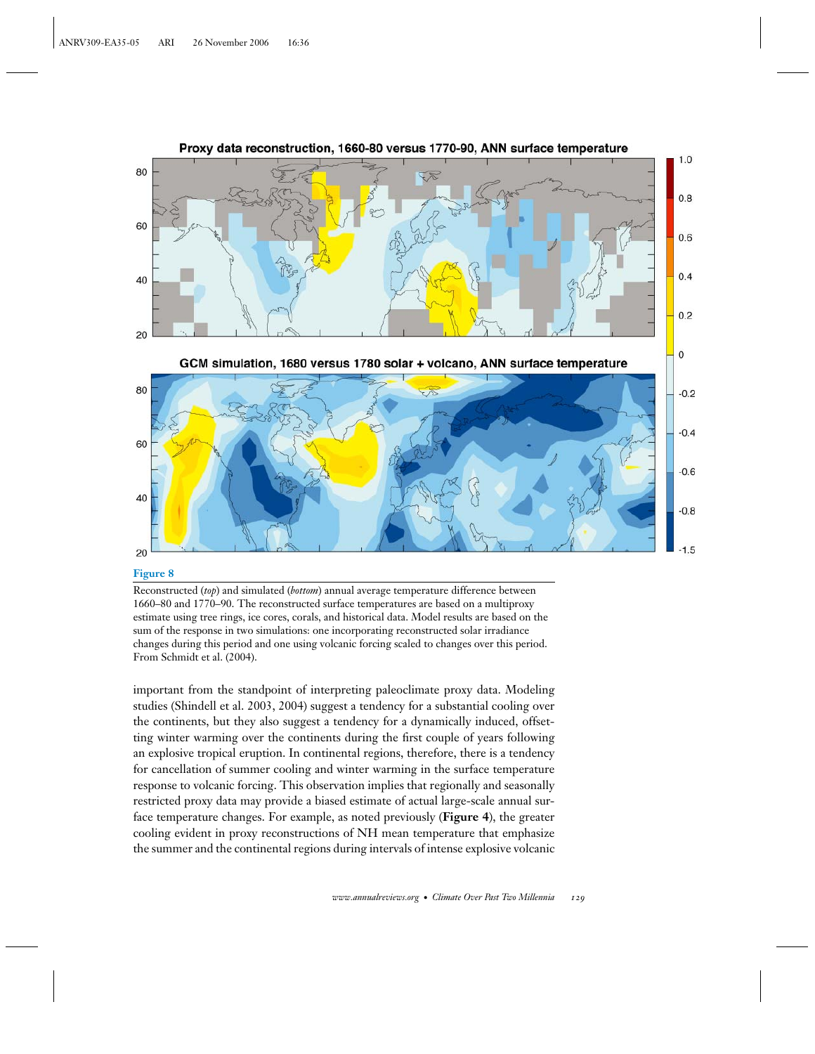**Figure 8**

Reconstructed (*top*) and simulated (*bottom*) annual average temperature difference between 1660–80 and 1770–90. The reconstructed surface temperatures are based on a multiproxy estimate using tree rings, ice cores, corals, and historical data. Model results are based on the sum of the response in two simulations: one incorporating reconstructed solar irradiance changes during this period and one using volcanic forcing scaled to changes over this period. From Schmidt et al. (2004).

important from the standpoint of interpreting paleoclimate proxy data. Modeling studies (Shindell et al. 2003, 2004) suggest a tendency for a substantial cooling over the continents, but they also suggest a tendency for a dynamically induced, offsetting winter warming over the continents during the first couple of years following an explosive tropical eruption. In continental regions, therefore, there is a tendency for cancellation of summer cooling and winter warming in the surface temperature response to volcanic forcing. This observation implies that regionally and seasonally restricted proxy data may provide a biased estimate of actual large-scale annual surface temperature changes. For example, as noted previously (**Figure 4**), the greater cooling evident in proxy reconstructions of NH mean temperature that emphasize the summer and the continental regions during intervals of intense explosive volcanic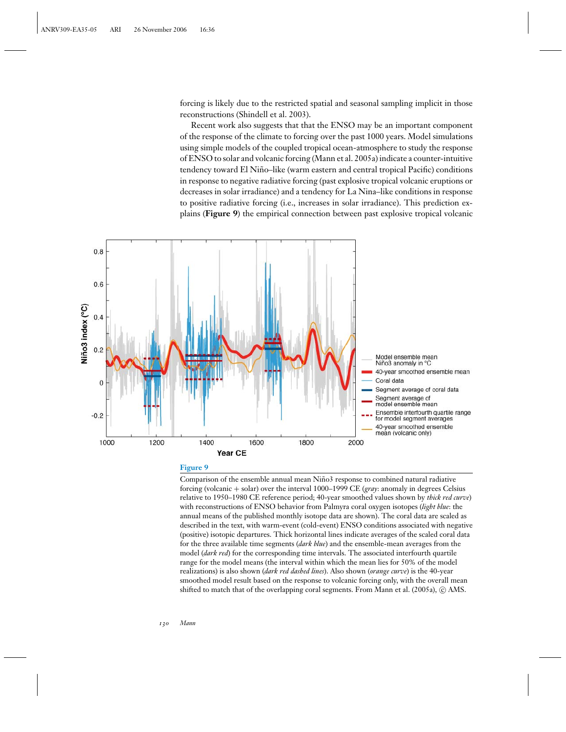forcing is likely due to the restricted spatial and seasonal sampling implicit in those reconstructions (Shindell et al. 2003).

Recent work also suggests that that the ENSO may be an important component of the response of the climate to forcing over the past 1000 years. Model simulations using simple models of the coupled tropical ocean-atmosphere to study the response of ENSO to solar and volcanic forcing (Mann et al. 2005a) indicate a counter-intuitive tendency toward El Niño–like (warm eastern and central tropical Pacific) conditions in response to negative radiative forcing (past explosive tropical volcanic eruptions or decreases in solar irradiance) and a tendency for La Nina–like conditions in response to positive radiative forcing (i.e., increases in solar irradiance). This prediction explains (**Figure 9**) the empirical connection between past explosive tropical volcanic

**Figure 9**

Comparison of the ensemble annual mean Niño3 response to combined natural radiative forcing (volcanic + solar) over the interval 1000–1999 CE (*gray*: anomaly in degrees Celsius relative to 1950–1980 CE reference period; 40-year smoothed values shown by *thick red curve*) with reconstructions of ENSO behavior from Palmyra coral oxygen isotopes (*light blue*: the annual means of the published monthly isotope data are shown). The coral data are scaled as described in the text, with warm-event (cold-event) ENSO conditions associated with negative (positive) isotopic departures. Thick horizontal lines indicate averages of the scaled coral data for the three available time segments (*dark blue*) and the ensemble-mean averages from the model (*dark red*) for the corresponding time intervals. The associated interfourth quartile range for the model means (the interval within which the mean lies for 50% of the model realizations) is also shown (*dark red dashed lines*). Also shown (*orange curve*) is the 40-year smoothed model result based on the response to volcanic forcing only, with the overall mean shifted to match that of the overlapping coral segments. From Mann et al. (2005a), © AMS.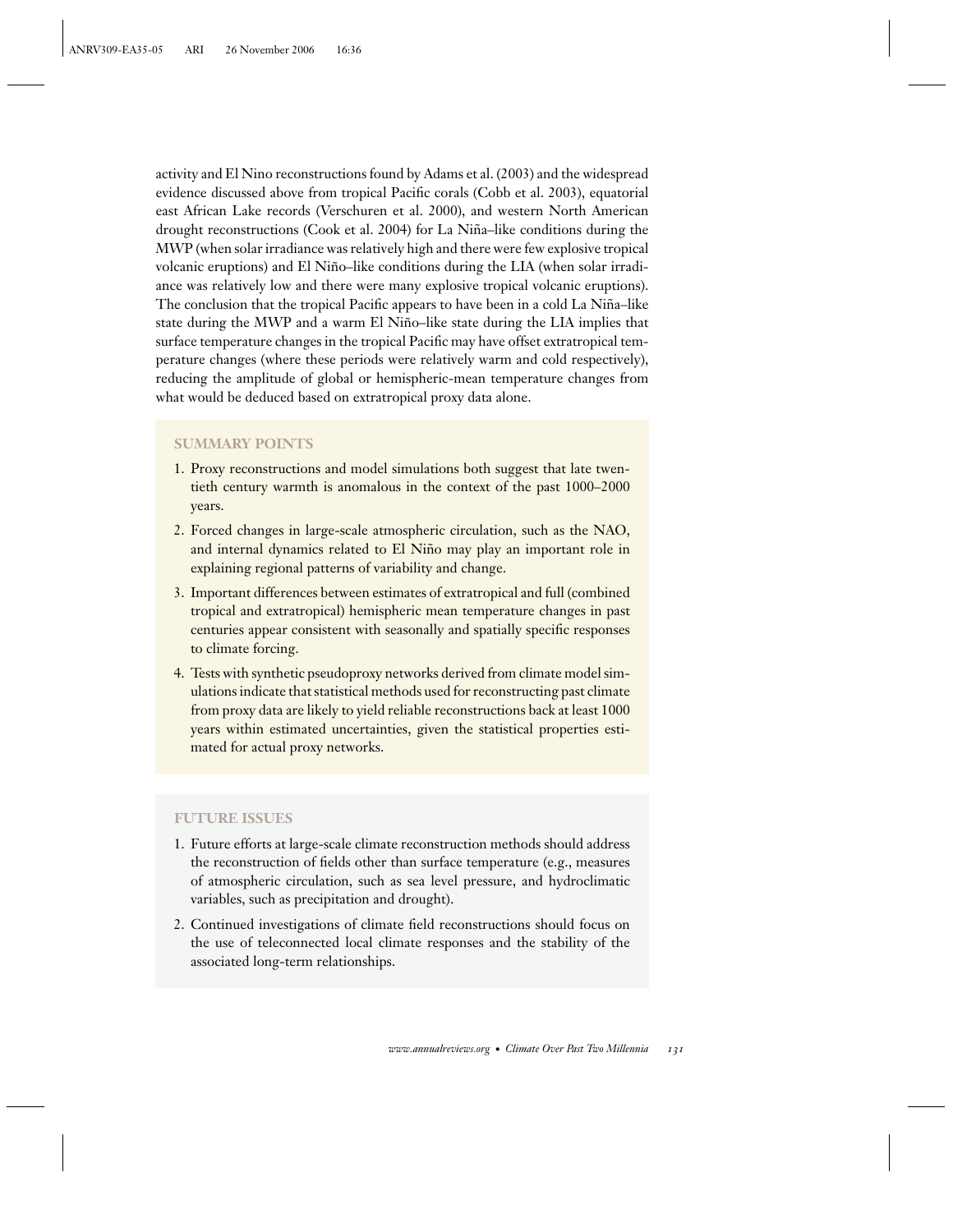activity and El Nino reconstructions found by Adams et al. (2003) and the widespread evidence discussed above from tropical Pacific corals (Cobb et al. 2003), equatorial east African Lake records (Verschuren et al. 2000), and western North American drought reconstructions (Cook et al. 2004) for La Niña–like conditions during the MWP (when solar irradiance was relatively high and there were few explosive tropical volcanic eruptions) and El Niño–like conditions during the LIA (when solar irradiance was relatively low and there were many explosive tropical volcanic eruptions). The conclusion that the tropical Pacific appears to have been in a cold La Niña–like state during the MWP and a warm El Niño–like state during the LIA implies that surface temperature changes in the tropical Pacific may have offset extratropical temperature changes (where these periods were relatively warm and cold respectively), reducing the amplitude of global or hemispheric-mean temperature changes from what would be deduced based on extratropical proxy data alone.

## SUMMARY POINTS

1. Proxy reconstructions and model simulations both suggest that late twentieth century warmth is anomalous in the context of the past 1000–2000 years.
2. Forced changes in large-scale atmospheric circulation, such as the NAO, and internal dynamics related to El Niño may play an important role in explaining regional patterns of variability and change.
3. Important differences between estimates of extratropical and full (combined tropical and extratropical) hemispheric mean temperature changes in past centuries appear consistent with seasonally and spatially specific responses to climate forcing.
4. Tests with synthetic pseudoproxy networks derived from climate model simulations indicate that statistical methods used for reconstructing past climate from proxy data are likely to yield reliable reconstructions back at least 1000 years within estimated uncertainties, given the statistical properties estimated for actual proxy networks.

## FUTURE ISSUES

1. Future efforts at large-scale climate reconstruction methods should address the reconstruction of fields other than surface temperature (e.g., measures of atmospheric circulation, such as sea level pressure, and hydroclimatic variables, such as precipitation and drought).
2. Continued investigations of climate field reconstructions should focus on the use of teleconnected local climate responses and the stability of the associated long-term relationships.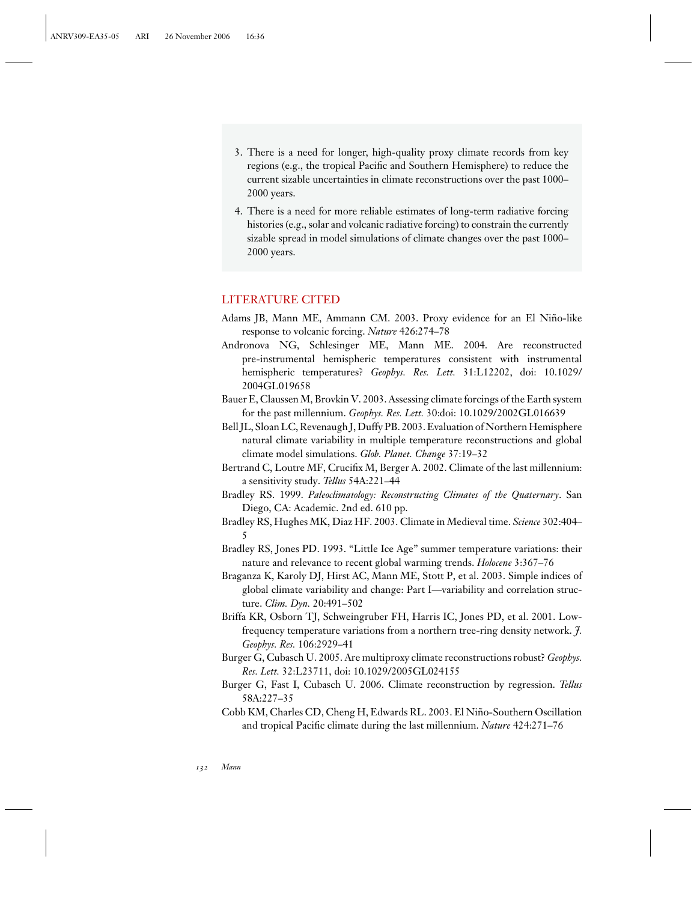3. There is a need for longer, high-quality proxy climate records from key regions (e.g., the tropical Pacific and Southern Hemisphere) to reduce the current sizable uncertainties in climate reconstructions over the past 1000–2000 years.
4. There is a need for more reliable estimates of long-term radiative forcing histories (e.g., solar and volcanic radiative forcing) to constrain the currently sizable spread in model simulations of climate changes over the past 1000–2000 years.

## LITERATURE CITED

Adams JB, Mann ME, Ammann CM. 2003. Proxy evidence for an El Niño-like response to volcanic forcing. *Nature* 426:274–78

Andronova NG, Schlesinger ME, Mann ME. 2004. Are reconstructed pre-instrumental hemispheric temperatures consistent with instrumental hemispheric temperatures? *Geophys. Res. Lett.* 31:L12202, doi: 10.1029/2004GL019658

Bauer E, Claussen M, Brovkin V. 2003. Assessing climate forcings of the Earth system for the past millennium. *Geophys. Res. Lett.* 30:doi: 10.1029/2002GL016639

Bell JL, Sloan LC, Revenaugh J, Duffy PB. 2003. Evaluation of Northern Hemisphere natural climate variability in multiple temperature reconstructions and global climate model simulations. *Glob. Planet. Change* 37:19–32

Bertrand C, Loutre MF, Crucifix M, Berger A. 2002. Climate of the last millennium: a sensitivity study. *Tellus* 54A:221–44

Bradley RS. 1999. *Paleoclimatology: Reconstructing Climates of the Quaternary*. San Diego, CA: Academic. 2nd ed. 610 pp.

Bradley RS, Hughes MK, Diaz HF. 2003. Climate in Medieval time. *Science* 302:404–5

Bradley RS, Jones PD. 1993. "Little Ice Age" summer temperature variations: their nature and relevance to recent global warming trends. *Holocene* 3:367–76

Braganza K, Karoly DJ, Hirst AC, Mann ME, Stott P, et al. 2003. Simple indices of global climate variability and change: Part I—variability and correlation structure. *Clim. Dyn.* 20:491–502

Briffa KR, Osborn TJ, Schweingruber FH, Harris IC, Jones PD, et al. 2001. Low-frequency temperature variations from a northern tree-ring density network. *J. Geophys. Res.* 106:2929–41

Burger G, Cubasch U. 2005. Are multiproxy climate reconstructions robust? *Geophys. Res. Lett.* 32:L23711, doi: 10.1029/2005GL024155

Burger G, Fast I, Cubasch U. 2006. Climate reconstruction by regression. *Tellus* 58A:227–35

Cobb KM, Charles CD, Cheng H, Edwards RL. 2003. El Niño-Southern Oscillation and tropical Pacific climate during the last millennium. *Nature* 424:271–76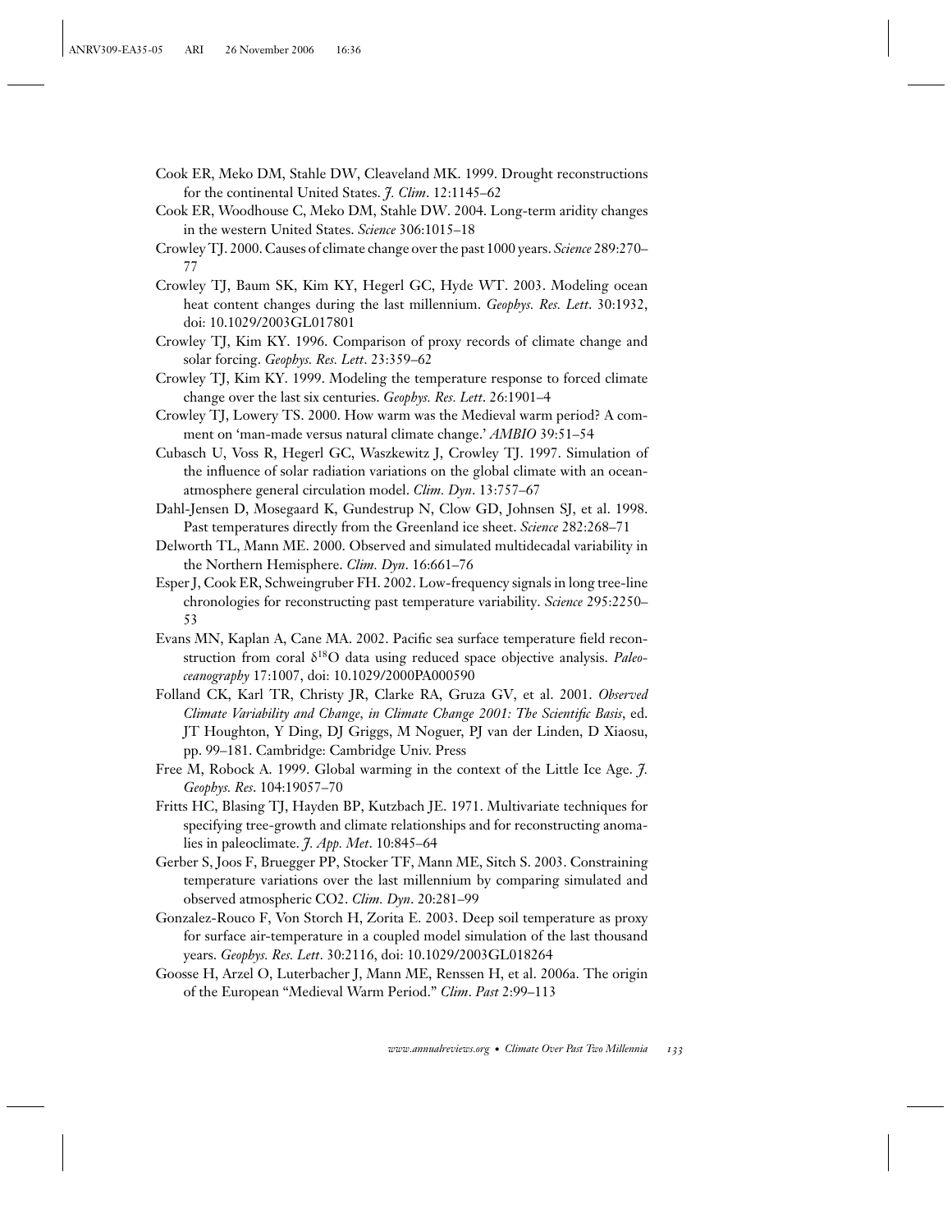Cook ER, Meko DM, Stahle DW, Cleaveland MK. 1999. Drought reconstructions for the continental United States. *J. Clim*. 12:1145–62

Cook ER, Woodhouse C, Meko DM, Stahle DW. 2004. Long-term aridity changes in the western United States. *Science* 306:1015–18

Crowley TJ. 2000. Causes of climate change over the past 1000 years. *Science* 289:270–77

Crowley TJ, Baum SK, Kim KY, Hegerl GC, Hyde WT. 2003. Modeling ocean heat content changes during the last millennium. *Geophys. Res. Lett*. 30:1932, doi: 10.1029/2003GL017801

Crowley TJ, Kim KY. 1996. Comparison of proxy records of climate change and solar forcing. *Geophys. Res. Lett*. 23:359–62

Crowley TJ, Kim KY. 1999. Modeling the temperature response to forced climate change over the last six centuries. *Geophys. Res. Lett*. 26:1901–4

Crowley TJ, Lowery TS. 2000. How warm was the Medieval warm period? A comment on 'man-made versus natural climate change.' *AMBIO* 39:51–54

Cubasch U, Voss R, Hegerl GC, Waszkewitz J, Crowley TJ. 1997. Simulation of the influence of solar radiation variations on the global climate with an ocean-atmosphere general circulation model. *Clim. Dyn*. 13:757–67

Dahl-Jensen D, Mosegaard K, Gundestrup N, Clow GD, Johnsen SJ, et al. 1998. Past temperatures directly from the Greenland ice sheet. *Science* 282:268–71

Delworth TL, Mann ME. 2000. Observed and simulated multidecadal variability in the Northern Hemisphere. *Clim. Dyn*. 16:661–76

Esper J, Cook ER, Schweingruber FH. 2002. Low-frequency signals in long tree-line chronologies for reconstructing past temperature variability. *Science* 295:2250–53

Evans MN, Kaplan A, Cane MA. 2002. Pacific sea surface temperature field reconstruction from coral $\delta^{18}O$ data using reduced space objective analysis. *Paleoceanography* 17:1007, doi: 10.1029/2000PA000590

Folland CK, Karl TR, Christy JR, Clarke RA, Gruza GV, et al. 2001. *Observed Climate Variability and Change, in Climate Change 2001: The Scientific Basis*, ed. JT Houghton, Y Ding, DJ Griggs, M Noguer, PJ van der Linden, D Xiaosu, pp. 99–181. Cambridge: Cambridge Univ. Press

Free M, Robock A. 1999. Global warming in the context of the Little Ice Age. *J. Geophys. Res*. 104:19057–70

Fritts HC, Blasing TJ, Hayden BP, Kutzbach JE. 1971. Multivariate techniques for specifying tree-growth and climate relationships and for reconstructing anomalies in paleoclimate. *J. App. Met*. 10:845–64

Gerber S, Joos F, Bruegger PP, Stocker TF, Mann ME, Sitch S. 2003. Constraining temperature variations over the last millennium by comparing simulated and observed atmospheric CO2. *Clim. Dyn*. 20:281–99

Gonzalez-Rouco F, Von Storch H, Zorita E. 2003. Deep soil temperature as proxy for surface air-temperature in a coupled model simulation of the last thousand years. *Geophys. Res. Lett*. 30:2116, doi: 10.1029/2003GL018264

Goosse H, Arzel O, Luterbacher J, Mann ME, Renssen H, et al. 2006a. The origin of the European "Medieval Warm Period." *Clim. Past* 2:99–113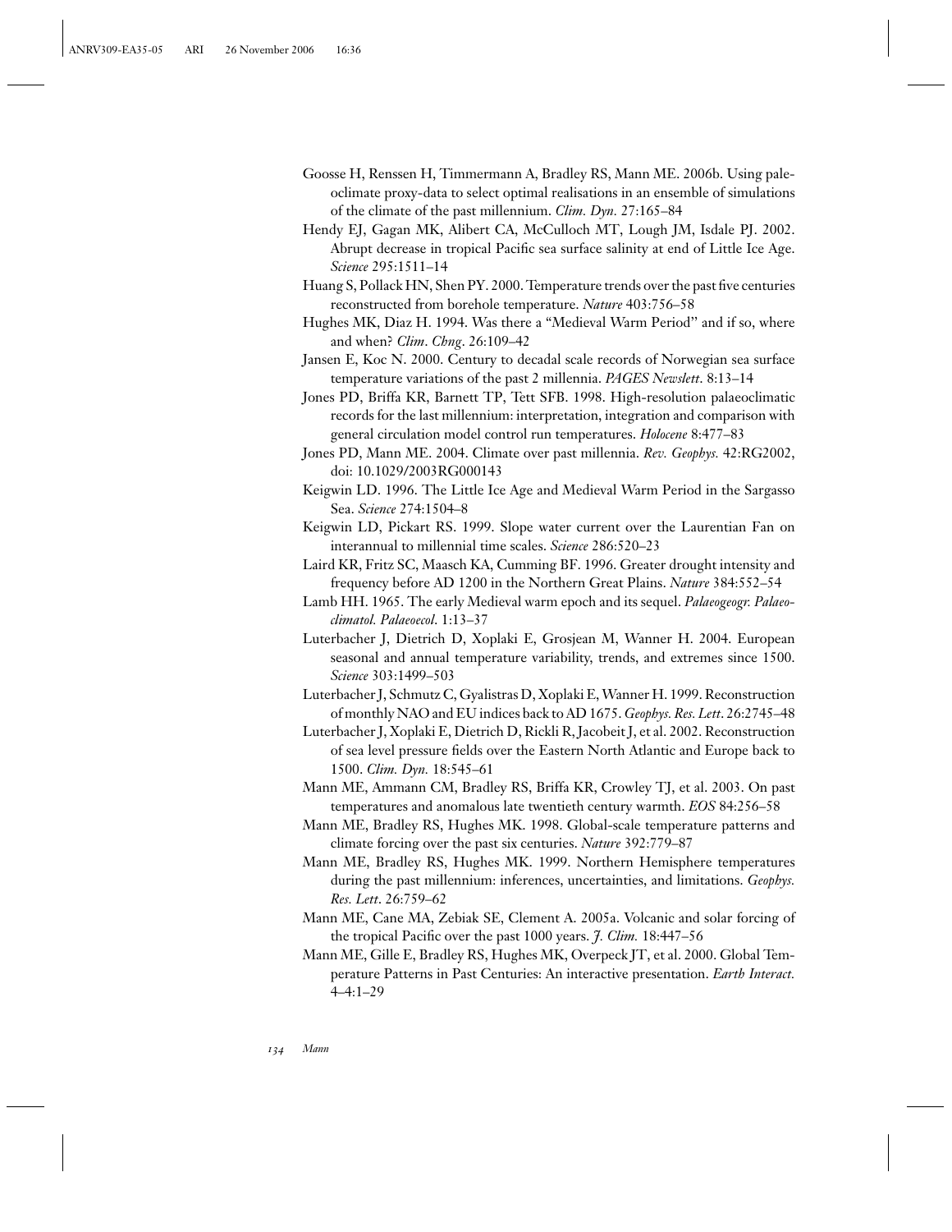Goosse H, Renssen H, Timmermann A, Bradley RS, Mann ME. 2006b. Using paleoclimate proxy-data to select optimal realisations in an ensemble of simulations of the climate of the past millennium. *Clim. Dyn.* 27:165–84

Hendy EJ, Gagan MK, Alibert CA, McCulloch MT, Lough JM, Isdale PJ. 2002. Abrupt decrease in tropical Pacific sea surface salinity at end of Little Ice Age. *Science* 295:1511–14

Huang S, Pollack HN, Shen PY. 2000. Temperature trends over the past five centuries reconstructed from borehole temperature. *Nature* 403:756–58

Hughes MK, Diaz H. 1994. Was there a "Medieval Warm Period" and if so, where and when? *Clim. Chng.* 26:109–42

Jansen E, Koc N. 2000. Century to decadal scale records of Norwegian sea surface temperature variations of the past 2 millennia. *PAGES Newslett.* 8:13–14

Jones PD, Briffa KR, Barnett TP, Tett SFB. 1998. High-resolution palaeoclimatic records for the last millennium: interpretation, integration and comparison with general circulation model control run temperatures. *Holocene* 8:477–83

Jones PD, Mann ME. 2004. Climate over past millennia. *Rev. Geophys.* 42:RG2002, doi: 10.1029/2003RG000143

Keigwin LD. 1996. The Little Ice Age and Medieval Warm Period in the Sargasso Sea. *Science* 274:1504–8

Keigwin LD, Pickart RS. 1999. Slope water current over the Laurentian Fan on interannual to millennial time scales. *Science* 286:520–23

Laird KR, Fritz SC, Maasch KA, Cumming BF. 1996. Greater drought intensity and frequency before AD 1200 in the Northern Great Plains. *Nature* 384:552–54

Lamb HH. 1965. The early Medieval warm epoch and its sequel. *Palaeogeogr. Palaeoclimatol. Palaeoecol.* 1:13–37

Luterbacher J, Dietrich D, Xoplaki E, Grosjean M, Wanner H. 2004. European seasonal and annual temperature variability, trends, and extremes since 1500. *Science* 303:1499–503

Luterbacher J, Schmutz C, Gyalistras D, Xoplaki E, Wanner H. 1999. Reconstruction of monthly NAO and EU indices back to AD 1675. *Geophys. Res. Lett.* 26:2745–48

Luterbacher J, Xoplaki E, Dietrich D, Rickli R, Jacobeit J, et al. 2002. Reconstruction of sea level pressure fields over the Eastern North Atlantic and Europe back to 1500. *Clim. Dyn.* 18:545–61

Mann ME, Ammann CM, Bradley RS, Briffa KR, Crowley TJ, et al. 2003. On past temperatures and anomalous late twentieth century warmth. *EOS* 84:256–58

Mann ME, Bradley RS, Hughes MK. 1998. Global-scale temperature patterns and climate forcing over the past six centuries. *Nature* 392:779–87

Mann ME, Bradley RS, Hughes MK. 1999. Northern Hemisphere temperatures during the past millennium: inferences, uncertainties, and limitations. *Geophys. Res. Lett.* 26:759–62

Mann ME, Cane MA, Zebiak SE, Clement A. 2005a. Volcanic and solar forcing of the tropical Pacific over the past 1000 years. *J. Clim.* 18:447–56

Mann ME, Gille E, Bradley RS, Hughes MK, Overpeck JT, et al. 2000. Global Temperature Patterns in Past Centuries: An interactive presentation. *Earth Interact.* 4–4:1–29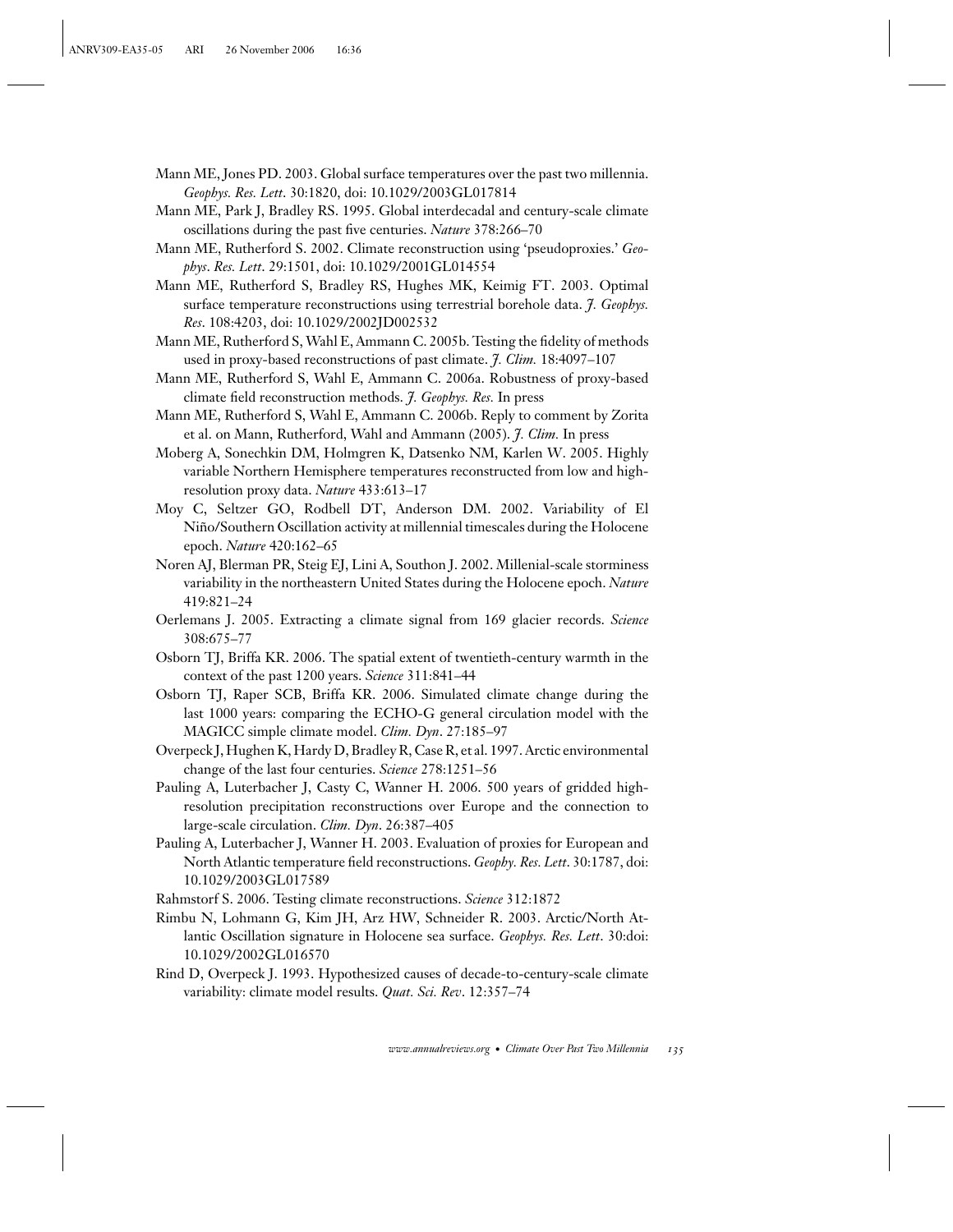Mann ME, Jones PD. 2003. Global surface temperatures over the past two millennia. *Geophys. Res. Lett.* 30:1820, doi: 10.1029/2003GL017814

Mann ME, Park J, Bradley RS. 1995. Global interdecadal and century-scale climate oscillations during the past five centuries. *Nature* 378:266–70

Mann ME, Rutherford S. 2002. Climate reconstruction using 'pseudoproxies.' *Geophys. Res. Lett.* 29:1501, doi: 10.1029/2001GL014554

Mann ME, Rutherford S, Bradley RS, Hughes MK, Keimig FT. 2003. Optimal surface temperature reconstructions using terrestrial borehole data. *J. Geophys. Res.* 108:4203, doi: 10.1029/2002JD002532

Mann ME, Rutherford S, Wahl E, Ammann C. 2005b. Testing the fidelity of methods used in proxy-based reconstructions of past climate. *J. Clim.* 18:4097–107

Mann ME, Rutherford S, Wahl E, Ammann C. 2006a. Robustness of proxy-based climate field reconstruction methods. *J. Geophys. Res.* In press

Mann ME, Rutherford S, Wahl E, Ammann C. 2006b. Reply to comment by Zorita et al. on Mann, Rutherford, Wahl and Ammann (2005). *J. Clim.* In press

Moberg A, Sonechkin DM, Holmgren K, Datsenko NM, Karlen W. 2005. Highly variable Northern Hemisphere temperatures reconstructed from low and high-resolution proxy data. *Nature* 433:613–17

Moy C, Seltzer GO, Rodbell DT, Anderson DM. 2002. Variability of El Niño/Southern Oscillation activity at millennial timescales during the Holocene epoch. *Nature* 420:162–65

Noren AJ, Blerman PR, Steig EJ, Lini A, Southon J. 2002. Millenial-scale storminess variability in the northeastern United States during the Holocene epoch. *Nature* 419:821–24

Oerlemans J. 2005. Extracting a climate signal from 169 glacier records. *Science* 308:675–77

Osborn TJ, Briffa KR. 2006. The spatial extent of twentieth-century warmth in the context of the past 1200 years. *Science* 311:841–44

Osborn TJ, Raper SCB, Briffa KR. 2006. Simulated climate change during the last 1000 years: comparing the ECHO-G general circulation model with the MAGICC simple climate model. *Clim. Dyn.* 27:185–97

Overpeck J, Hughen K, Hardy D, Bradley R, Case R, et al. 1997. Arctic environmental change of the last four centuries. *Science* 278:1251–56

Pauling A, Luterbacher J, Casty C, Wanner H. 2006. 500 years of gridded high-resolution precipitation reconstructions over Europe and the connection to large-scale circulation. *Clim. Dyn.* 26:387–405

Pauling A, Luterbacher J, Wanner H. 2003. Evaluation of proxies for European and North Atlantic temperature field reconstructions. *Geophy. Res. Lett.* 30:1787, doi: 10.1029/2003GL017589

Rahmstorf S. 2006. Testing climate reconstructions. *Science* 312:1872

Rimbu N, Lohmann G, Kim JH, Arz HW, Schneider R. 2003. Arctic/North Atlantic Oscillation signature in Holocene sea surface. *Geophys. Res. Lett.* 30:doi: 10.1029/2002GL016570

Rind D, Overpeck J. 1993. Hypothesized causes of decade-to-century-scale climate variability: climate model results. *Quat. Sci. Rev.* 12:357–74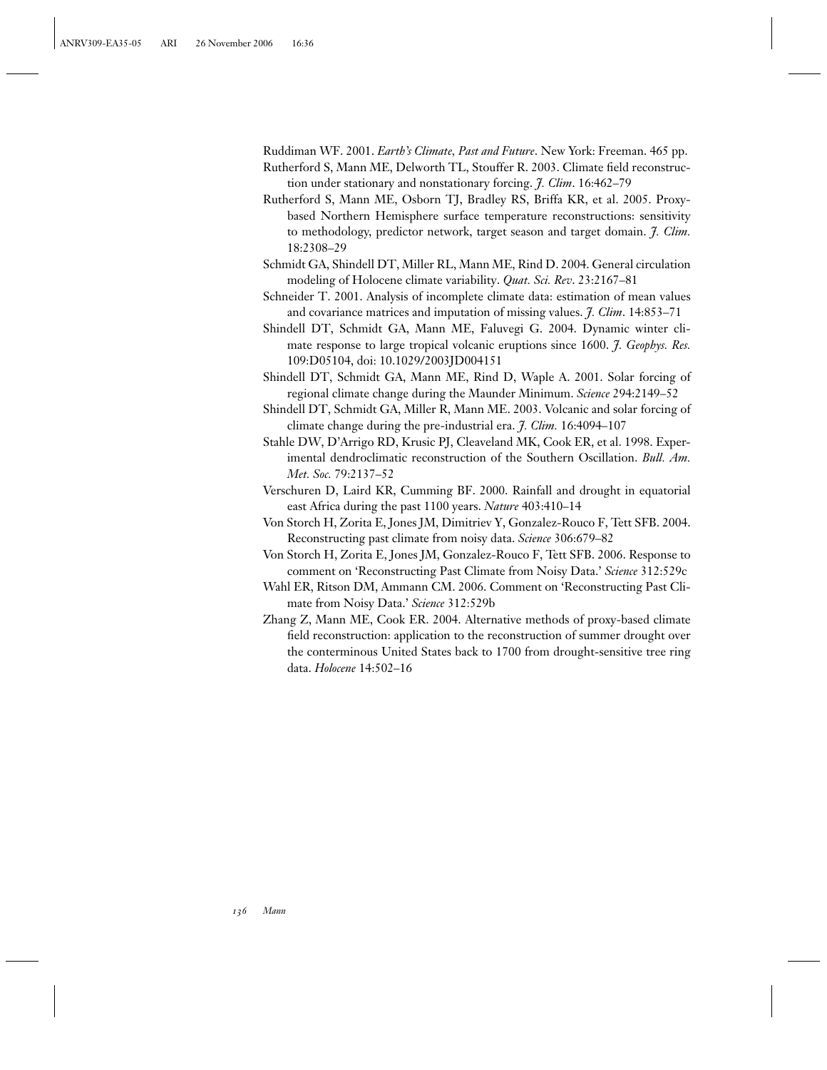Ruddiman WF. 2001. *Earth's Climate, Past and Future*. New York: Freeman. 465 pp.

Rutherford S, Mann ME, Delworth TL, Stouffer R. 2003. Climate field reconstruction under stationary and nonstationary forcing. *J. Clim*. 16:462–79

Rutherford S, Mann ME, Osborn TJ, Bradley RS, Briffa KR, et al. 2005. Proxy-based Northern Hemisphere surface temperature reconstructions: sensitivity to methodology, predictor network, target season and target domain. *J. Clim.* 18:2308–29

Schmidt GA, Shindell DT, Miller RL, Mann ME, Rind D. 2004. General circulation modeling of Holocene climate variability. *Quat. Sci. Rev*. 23:2167–81

Schneider T. 2001. Analysis of incomplete climate data: estimation of mean values and covariance matrices and imputation of missing values. *J. Clim*. 14:853–71

Shindell DT, Schmidt GA, Mann ME, Faluvegi G. 2004. Dynamic winter climate response to large tropical volcanic eruptions since 1600. *J. Geophys. Res.* 109:D05104, doi: 10.1029/2003JD004151

Shindell DT, Schmidt GA, Mann ME, Rind D, Waple A. 2001. Solar forcing of regional climate change during the Maunder Minimum. *Science* 294:2149–52

Shindell DT, Schmidt GA, Miller R, Mann ME. 2003. Volcanic and solar forcing of climate change during the pre-industrial era. *J. Clim.* 16:4094–107

Stahle DW, D'Arrigo RD, Krusic PJ, Cleaveland MK, Cook ER, et al. 1998. Experimental dendroclimatic reconstruction of the Southern Oscillation. *Bull. Am. Met. Soc.* 79:2137–52

Verschuren D, Laird KR, Cumming BF. 2000. Rainfall and drought in equatorial east Africa during the past 1100 years. *Nature* 403:410–14

Von Storch H, Zorita E, Jones JM, Dimitriev Y, Gonzalez-Rouco F, Tett SFB. 2004. Reconstructing past climate from noisy data. *Science* 306:679–82

Von Storch H, Zorita E, Jones JM, Gonzalez-Rouco F, Tett SFB. 2006. Response to comment on 'Reconstructing Past Climate from Noisy Data.' *Science* 312:529c

Wahl ER, Ritson DM, Ammann CM. 2006. Comment on 'Reconstructing Past Climate from Noisy Data.' *Science* 312:529b

Zhang Z, Mann ME, Cook ER. 2004. Alternative methods of proxy-based climate field reconstruction: application to the reconstruction of summer drought over the conterminous United States back to 1700 from drought-sensitive tree ring data. *Holocene* 14:502–16